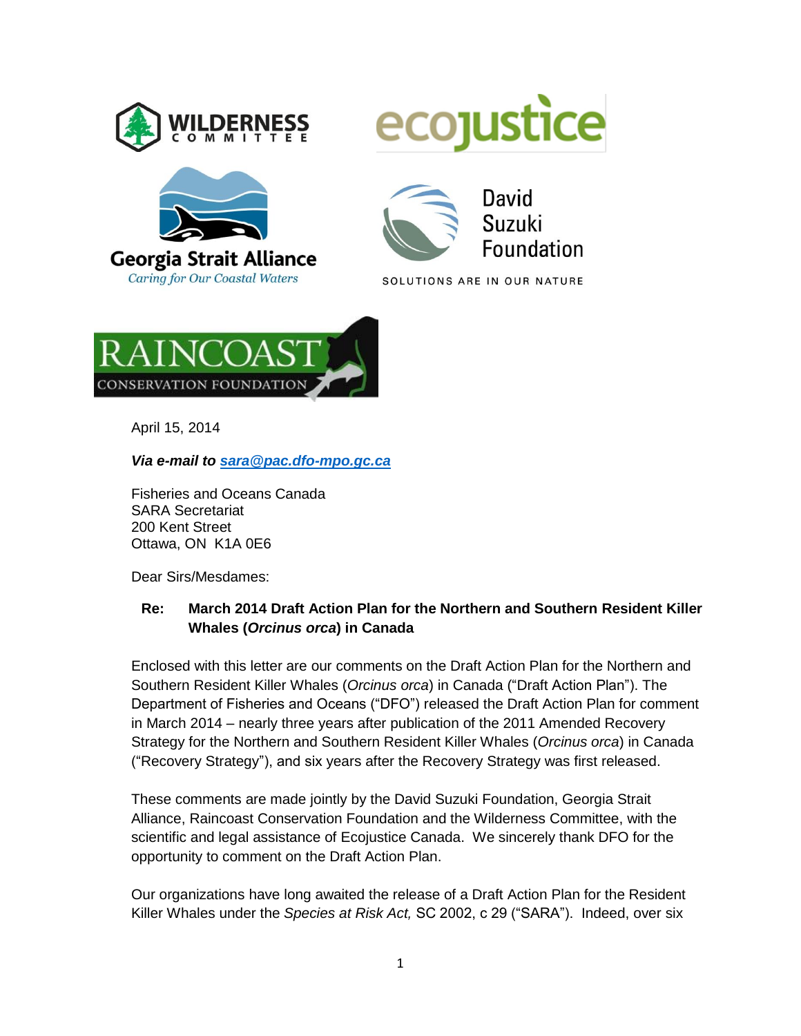April 15, 2014

***Via e-mail to [sara@pac.dfo-mpo.gc.ca](mailto:sara@pac.dfo-mpo.gc.ca)***

Fisheries and Oceans Canada
SARA Secretariat
200 Kent Street
Ottawa, ON K1A 0E6

Dear Sirs/Mesdames:

**Re: March 2014 Draft Action Plan for the Northern and Southern Resident Killer Whales (*Orcinus orca*) in Canada**

Enclosed with this letter are our comments on the Draft Action Plan for the Northern and Southern Resident Killer Whales (*Orcinus orca*) in Canada ("Draft Action Plan"). The Department of Fisheries and Oceans ("DFO") released the Draft Action Plan for comment in March 2014 – nearly three years after publication of the 2011 Amended Recovery Strategy for the Northern and Southern Resident Killer Whales (*Orcinus orca*) in Canada ("Recovery Strategy"), and six years after the Recovery Strategy was first released.

These comments are made jointly by the David Suzuki Foundation, Georgia Strait Alliance, Raincoast Conservation Foundation and the Wilderness Committee, with the scientific and legal assistance of Ecojustice Canada. We sincerely thank DFO for the opportunity to comment on the Draft Action Plan.

Our organizations have long awaited the release of a Draft Action Plan for the Resident Killer Whales under the *Species at Risk Act,* SC 2002, c 29 ("SARA"). Indeed, over six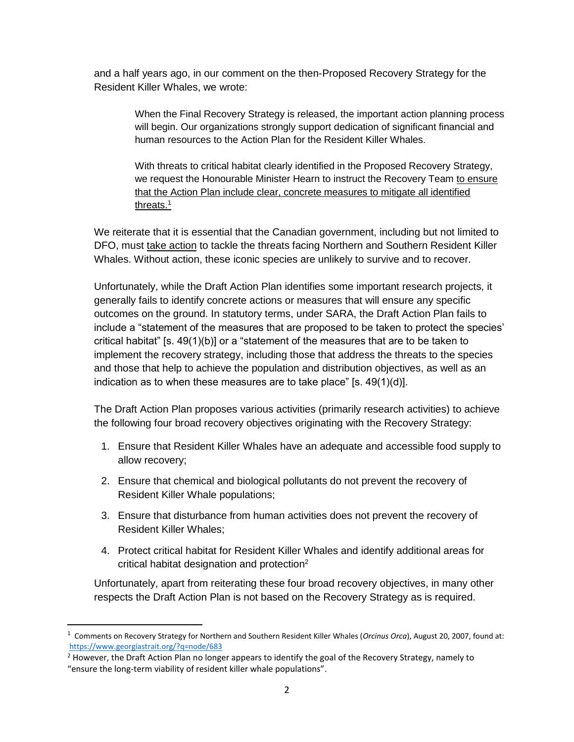and a half years ago, in our comment on the then-Proposed Recovery Strategy for the Resident Killer Whales, we wrote:

> When the Final Recovery Strategy is released, the important action planning process will begin. Our organizations strongly support dedication of significant financial and human resources to the Action Plan for the Resident Killer Whales.
>
> With threats to critical habitat clearly identified in the Proposed Recovery Strategy, we request the Honourable Minister Hearn to instruct the Recovery Team <u>to ensure that the Action Plan include clear, concrete measures to mitigate all identified threats.</u>[1]

We reiterate that it is essential that the Canadian government, including but not limited to DFO, must <u>take action</u> to tackle the threats facing Northern and Southern Resident Killer Whales. Without action, these iconic species are unlikely to survive and to recover.

Unfortunately, while the Draft Action Plan identifies some important research projects, it generally fails to identify concrete actions or measures that will ensure any specific outcomes on the ground. In statutory terms, under SARA, the Draft Action Plan fails to include a "statement of the measures that are proposed to be taken to protect the species' critical habitat" [s. 49(1)(b)] or a "statement of the measures that are to be taken to implement the recovery strategy, including those that address the threats to the species and those that help to achieve the population and distribution objectives, as well as an indication as to when these measures are to take place" [s. 49(1)(d)].

The Draft Action Plan proposes various activities (primarily research activities) to achieve the following four broad recovery objectives originating with the Recovery Strategy:

1. Ensure that Resident Killer Whales have an adequate and accessible food supply to allow recovery;
2. Ensure that chemical and biological pollutants do not prevent the recovery of Resident Killer Whale populations;
3. Ensure that disturbance from human activities does not prevent the recovery of Resident Killer Whales;
4. Protect critical habitat for Resident Killer Whales and identify additional areas for critical habitat designation and protection[2]

Unfortunately, apart from reiterating these four broad recovery objectives, in many other respects the Draft Action Plan is not based on the Recovery Strategy as is required.

---

[1] Comments on Recovery Strategy for Northern and Southern Resident Killer Whales (*Orcinus Orca*), August 20, 2007, found at: https://www.georgiastrait.org/?q=node/683

[2] However, the Draft Action Plan no longer appears to identify the goal of the Recovery Strategy, namely to "ensure the long-term viability of resident killer whale populations".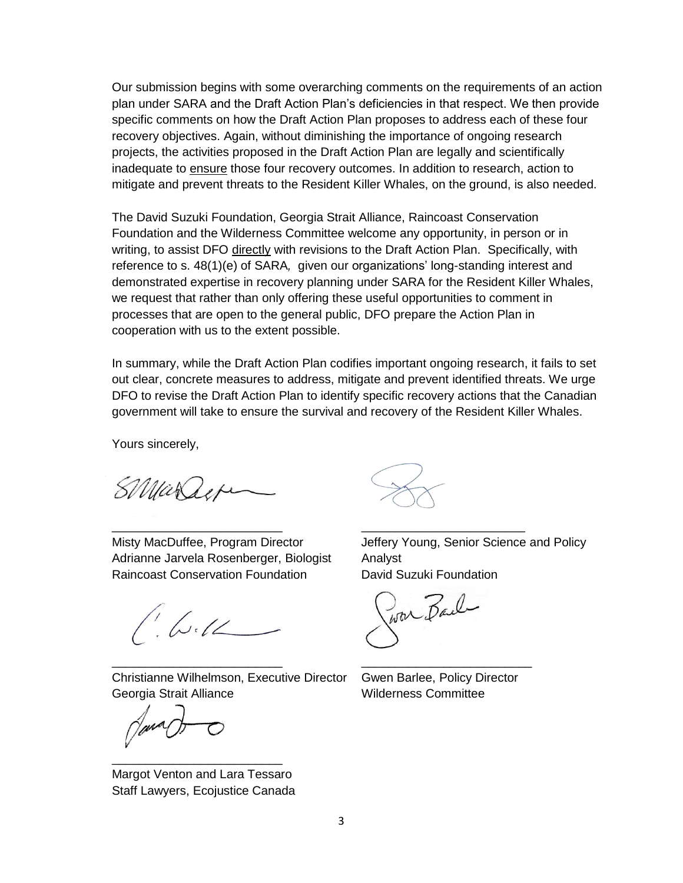Our submission begins with some overarching comments on the requirements of an action plan under SARA and the Draft Action Plan's deficiencies in that respect. We then provide specific comments on how the Draft Action Plan proposes to address each of these four recovery objectives. Again, without diminishing the importance of ongoing research projects, the activities proposed in the Draft Action Plan are legally and scientifically inadequate to ensure those four recovery outcomes. In addition to research, action to mitigate and prevent threats to the Resident Killer Whales, on the ground, is also needed.

The David Suzuki Foundation, Georgia Strait Alliance, Raincoast Conservation Foundation and the Wilderness Committee welcome any opportunity, in person or in writing, to assist DFO directly with revisions to the Draft Action Plan. Specifically, with reference to s. 48(1)(e) of SARA*,* given our organizations' long-standing interest and demonstrated expertise in recovery planning under SARA for the Resident Killer Whales, we request that rather than only offering these useful opportunities to comment in processes that are open to the general public, DFO prepare the Action Plan in cooperation with us to the extent possible.

In summary, while the Draft Action Plan codifies important ongoing research, it fails to set out clear, concrete measures to address, mitigate and prevent identified threats. We urge DFO to revise the Draft Action Plan to identify specific recovery actions that the Canadian government will take to ensure the survival and recovery of the Resident Killer Whales.

Yours sincerely,

\_\_\_\_\_\_\_\_\_\_\_\_\_\_\_\_\_\_\_\_\_\_\_\_\_
Misty MacDuffee, Program Director
Adrianne Jarvela Rosenberger, Biologist
Raincoast Conservation Foundation

\_\_\_\_\_\_\_\_\_\_\_\_\_\_\_\_\_\_\_\_\_\_\_\_\_
Jeffery Young, Senior Science and Policy Analyst
David Suzuki Foundation

\_\_\_\_\_\_\_\_\_\_\_\_\_\_\_\_\_\_\_\_\_\_\_\_\_
Christianne Wilhelmson, Executive Director
Georgia Strait Alliance

\_\_\_\_\_\_\_\_\_\_\_\_\_\_\_\_\_\_\_\_\_\_\_\_\_
Gwen Barlee, Policy Director
Wilderness Committee

\_\_\_\_\_\_\_\_\_\_\_\_\_\_\_\_\_\_\_\_\_\_\_\_\_
Margot Venton and Lara Tessaro
Staff Lawyers, Ecojustice Canada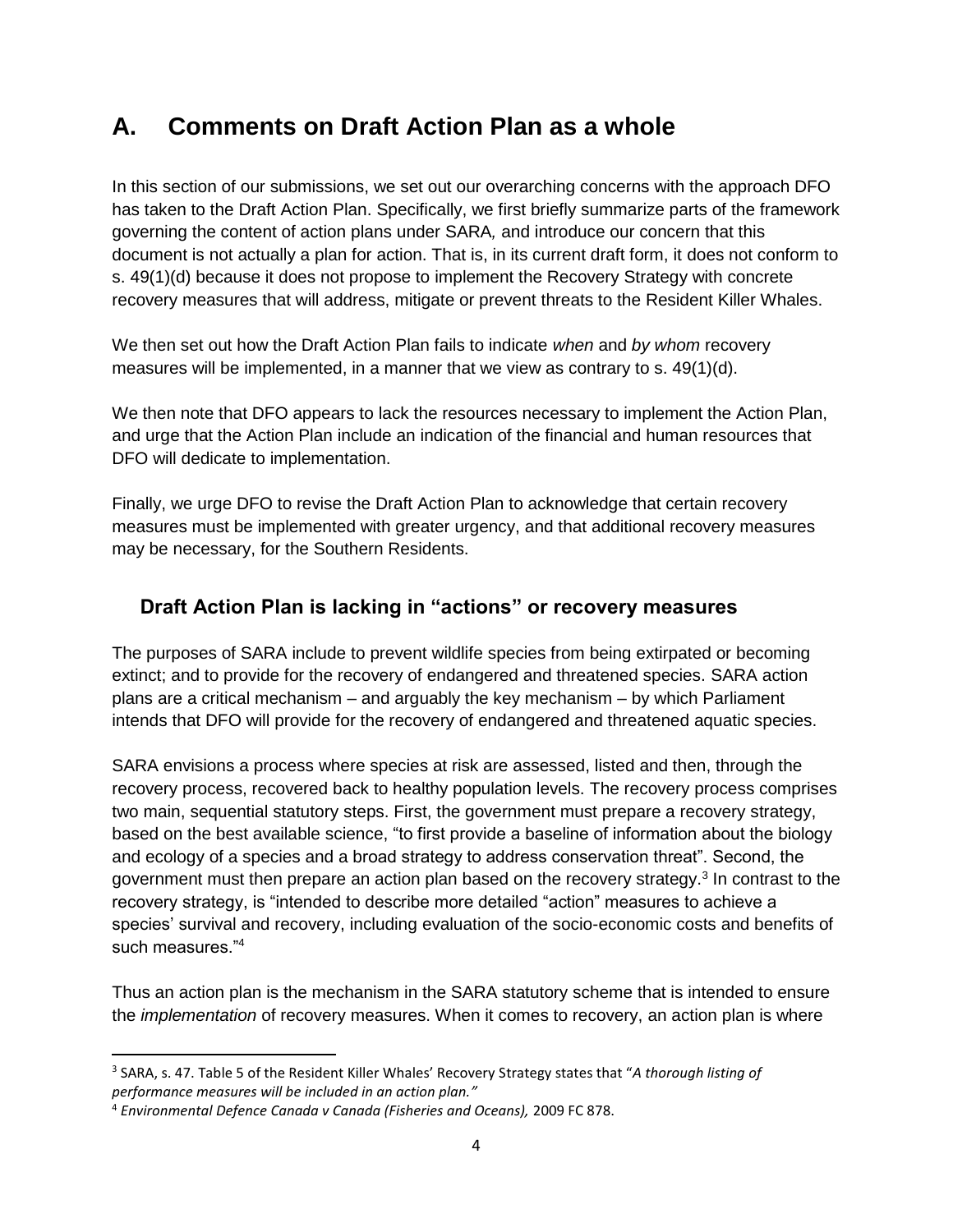# A. Comments on Draft Action Plan as a whole

In this section of our submissions, we set out our overarching concerns with the approach DFO has taken to the Draft Action Plan. Specifically, we first briefly summarize parts of the framework governing the content of action plans under SARA*,* and introduce our concern that this document is not actually a plan for action. That is, in its current draft form, it does not conform to s. 49(1)(d) because it does not propose to implement the Recovery Strategy with concrete recovery measures that will address, mitigate or prevent threats to the Resident Killer Whales.

We then set out how the Draft Action Plan fails to indicate *when* and *by whom* recovery measures will be implemented, in a manner that we view as contrary to s. 49(1)(d).

We then note that DFO appears to lack the resources necessary to implement the Action Plan, and urge that the Action Plan include an indication of the financial and human resources that DFO will dedicate to implementation.

Finally, we urge DFO to revise the Draft Action Plan to acknowledge that certain recovery measures must be implemented with greater urgency, and that additional recovery measures may be necessary, for the Southern Residents.

## Draft Action Plan is lacking in "actions" or recovery measures

The purposes of SARA include to prevent wildlife species from being extirpated or becoming extinct; and to provide for the recovery of endangered and threatened species. SARA action plans are a critical mechanism – and arguably the key mechanism – by which Parliament intends that DFO will provide for the recovery of endangered and threatened aquatic species.

SARA envisions a process where species at risk are assessed, listed and then, through the recovery process, recovered back to healthy population levels. The recovery process comprises two main, sequential statutory steps. First, the government must prepare a recovery strategy, based on the best available science, "to first provide a baseline of information about the biology and ecology of a species and a broad strategy to address conservation threat". Second, the government must then prepare an action plan based on the recovery strategy.[3] In contrast to the recovery strategy, is "intended to describe more detailed "action" measures to achieve a species' survival and recovery, including evaluation of the socio-economic costs and benefits of such measures."[4]

Thus an action plan is the mechanism in the SARA statutory scheme that is intended to ensure the *implementation* of recovery measures. When it comes to recovery, an action plan is where

---

[3] SARA, s. 47. Table 5 of the Resident Killer Whales' Recovery Strategy states that "*A thorough listing of performance measures will be included in an action plan."*

[4] *Environmental Defence Canada v Canada (Fisheries and Oceans),* 2009 FC 878.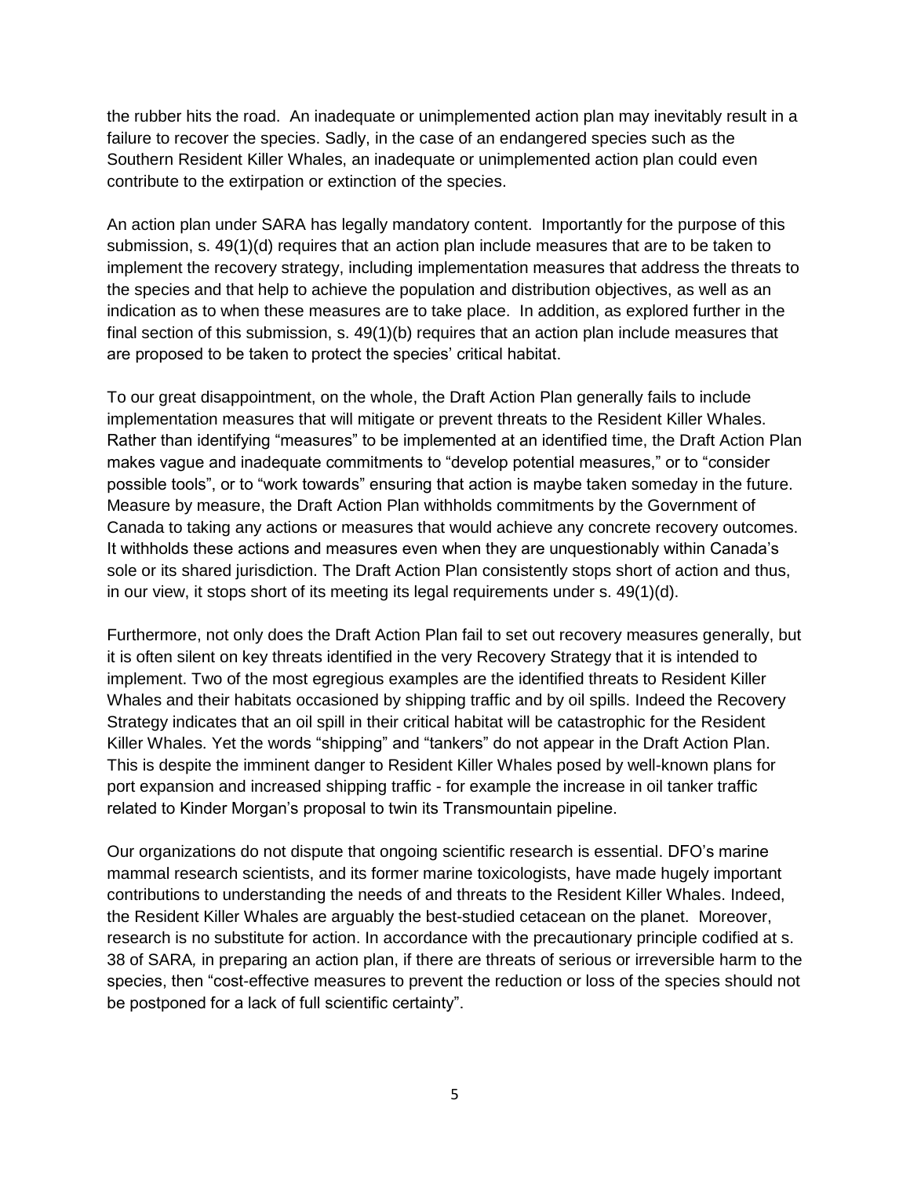the rubber hits the road. An inadequate or unimplemented action plan may inevitably result in a failure to recover the species. Sadly, in the case of an endangered species such as the Southern Resident Killer Whales, an inadequate or unimplemented action plan could even contribute to the extirpation or extinction of the species.

An action plan under SARA has legally mandatory content. Importantly for the purpose of this submission, s. 49(1)(d) requires that an action plan include measures that are to be taken to implement the recovery strategy, including implementation measures that address the threats to the species and that help to achieve the population and distribution objectives, as well as an indication as to when these measures are to take place. In addition, as explored further in the final section of this submission, s. 49(1)(b) requires that an action plan include measures that are proposed to be taken to protect the species' critical habitat.

To our great disappointment, on the whole, the Draft Action Plan generally fails to include implementation measures that will mitigate or prevent threats to the Resident Killer Whales. Rather than identifying "measures" to be implemented at an identified time, the Draft Action Plan makes vague and inadequate commitments to "develop potential measures," or to "consider possible tools", or to "work towards" ensuring that action is maybe taken someday in the future. Measure by measure, the Draft Action Plan withholds commitments by the Government of Canada to taking any actions or measures that would achieve any concrete recovery outcomes. It withholds these actions and measures even when they are unquestionably within Canada's sole or its shared jurisdiction. The Draft Action Plan consistently stops short of action and thus, in our view, it stops short of its meeting its legal requirements under s. 49(1)(d).

Furthermore, not only does the Draft Action Plan fail to set out recovery measures generally, but it is often silent on key threats identified in the very Recovery Strategy that it is intended to implement. Two of the most egregious examples are the identified threats to Resident Killer Whales and their habitats occasioned by shipping traffic and by oil spills. Indeed the Recovery Strategy indicates that an oil spill in their critical habitat will be catastrophic for the Resident Killer Whales. Yet the words "shipping" and "tankers" do not appear in the Draft Action Plan. This is despite the imminent danger to Resident Killer Whales posed by well-known plans for port expansion and increased shipping traffic - for example the increase in oil tanker traffic related to Kinder Morgan's proposal to twin its Transmountain pipeline.

Our organizations do not dispute that ongoing scientific research is essential. DFO's marine mammal research scientists, and its former marine toxicologists, have made hugely important contributions to understanding the needs of and threats to the Resident Killer Whales. Indeed, the Resident Killer Whales are arguably the best-studied cetacean on the planet. Moreover, research is no substitute for action. In accordance with the precautionary principle codified at s. 38 of SARA*,* in preparing an action plan, if there are threats of serious or irreversible harm to the species, then "cost-effective measures to prevent the reduction or loss of the species should not be postponed for a lack of full scientific certainty".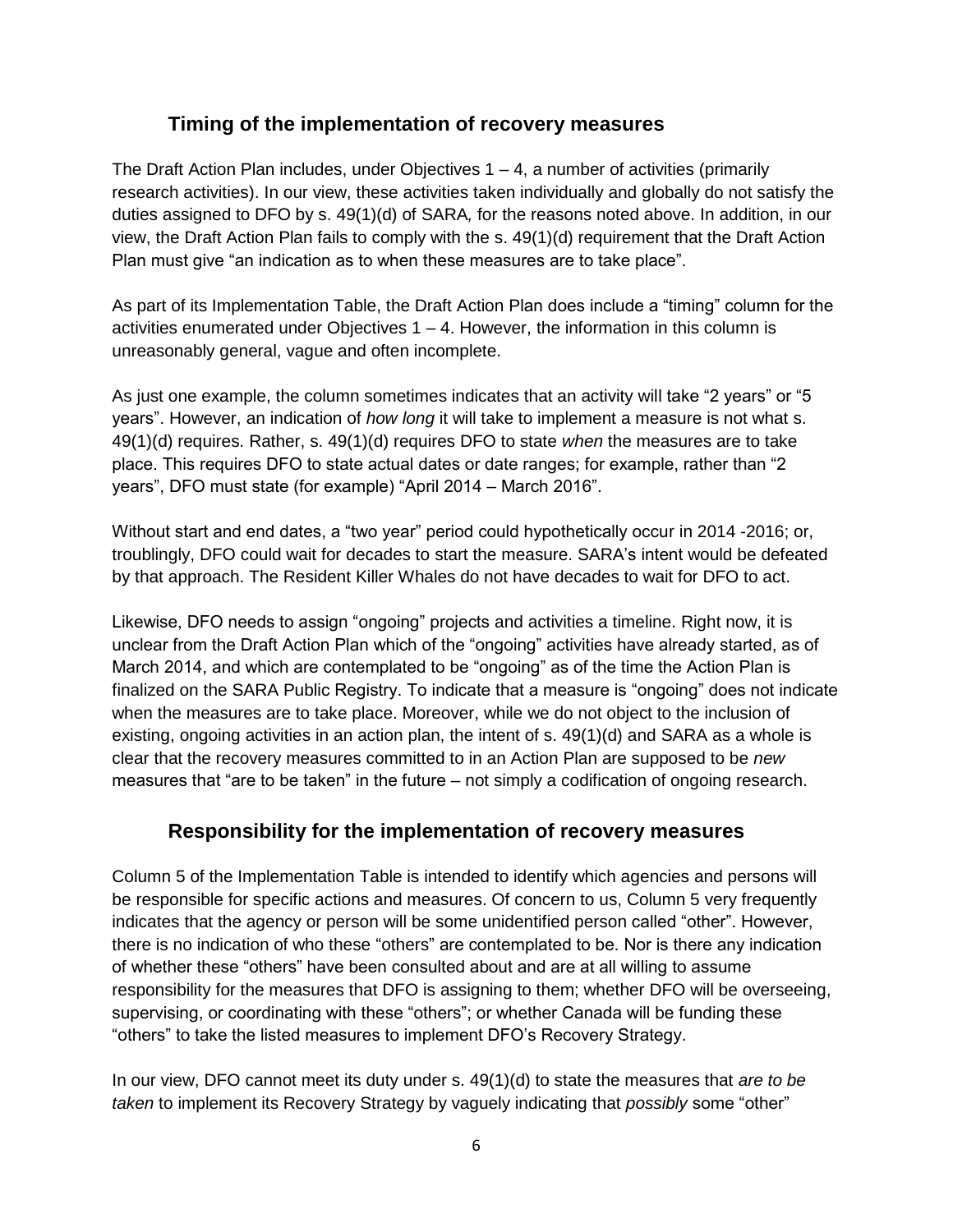## Timing of the implementation of recovery measures

The Draft Action Plan includes, under Objectives 1 – 4, a number of activities (primarily research activities). In our view, these activities taken individually and globally do not satisfy the duties assigned to DFO by s. 49(1)(d) of SARA*,* for the reasons noted above. In addition, in our view, the Draft Action Plan fails to comply with the s. 49(1)(d) requirement that the Draft Action Plan must give "an indication as to when these measures are to take place".

As part of its Implementation Table, the Draft Action Plan does include a "timing" column for the activities enumerated under Objectives 1 – 4. However, the information in this column is unreasonably general, vague and often incomplete.

As just one example, the column sometimes indicates that an activity will take "2 years" or "5 years". However, an indication of *how long* it will take to implement a measure is not what s. 49(1)(d) requires. Rather, s. 49(1)(d) requires DFO to state *when* the measures are to take place. This requires DFO to state actual dates or date ranges; for example, rather than "2 years", DFO must state (for example) "April 2014 – March 2016".

Without start and end dates, a "two year" period could hypothetically occur in 2014 -2016; or, troublingly, DFO could wait for decades to start the measure. SARA's intent would be defeated by that approach. The Resident Killer Whales do not have decades to wait for DFO to act.

Likewise, DFO needs to assign "ongoing" projects and activities a timeline. Right now, it is unclear from the Draft Action Plan which of the "ongoing" activities have already started, as of March 2014, and which are contemplated to be "ongoing" as of the time the Action Plan is finalized on the SARA Public Registry. To indicate that a measure is "ongoing" does not indicate when the measures are to take place. Moreover, while we do not object to the inclusion of existing, ongoing activities in an action plan, the intent of s. 49(1)(d) and SARA as a whole is clear that the recovery measures committed to in an Action Plan are supposed to be *new* measures that "are to be taken" in the future – not simply a codification of ongoing research.

## Responsibility for the implementation of recovery measures

Column 5 of the Implementation Table is intended to identify which agencies and persons will be responsible for specific actions and measures. Of concern to us, Column 5 very frequently indicates that the agency or person will be some unidentified person called "other". However, there is no indication of who these "others" are contemplated to be. Nor is there any indication of whether these "others" have been consulted about and are at all willing to assume responsibility for the measures that DFO is assigning to them; whether DFO will be overseeing, supervising, or coordinating with these "others"; or whether Canada will be funding these "others" to take the listed measures to implement DFO's Recovery Strategy.

In our view, DFO cannot meet its duty under s. 49(1)(d) to state the measures that *are to be taken* to implement its Recovery Strategy by vaguely indicating that *possibly* some "other"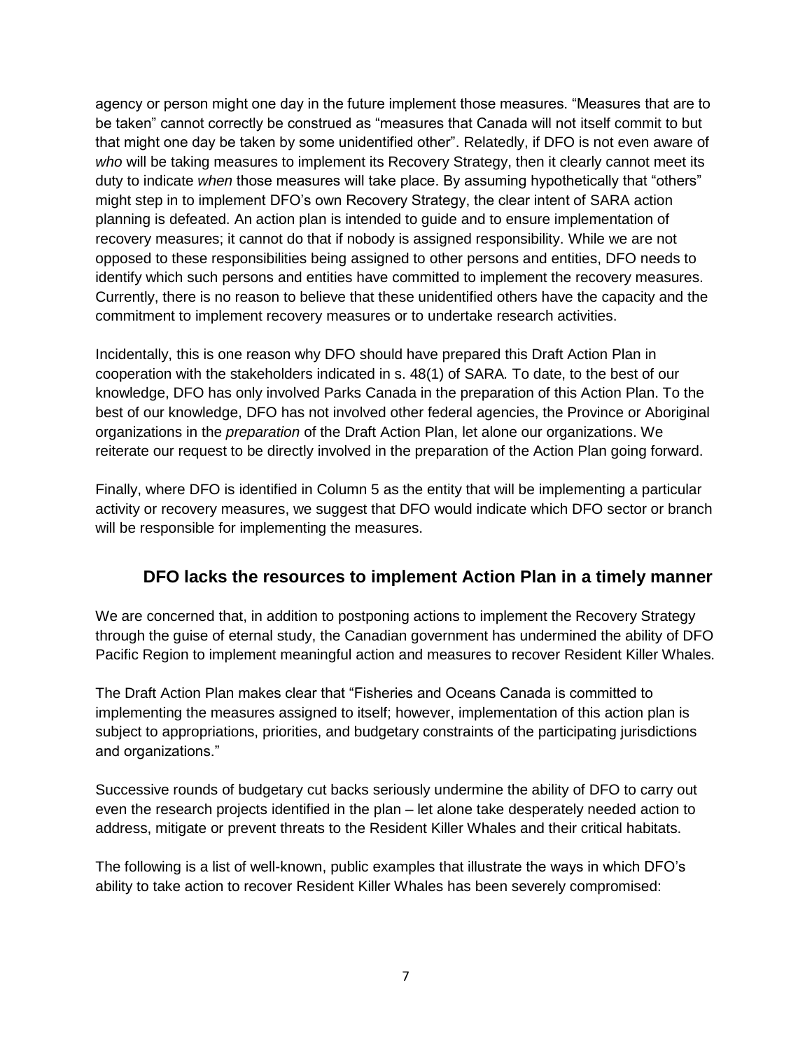agency or person might one day in the future implement those measures. "Measures that are to be taken" cannot correctly be construed as "measures that Canada will not itself commit to but that might one day be taken by some unidentified other". Relatedly, if DFO is not even aware of *who* will be taking measures to implement its Recovery Strategy, then it clearly cannot meet its duty to indicate *when* those measures will take place. By assuming hypothetically that "others" might step in to implement DFO's own Recovery Strategy, the clear intent of SARA action planning is defeated. An action plan is intended to guide and to ensure implementation of recovery measures; it cannot do that if nobody is assigned responsibility. While we are not opposed to these responsibilities being assigned to other persons and entities, DFO needs to identify which such persons and entities have committed to implement the recovery measures. Currently, there is no reason to believe that these unidentified others have the capacity and the commitment to implement recovery measures or to undertake research activities.

Incidentally, this is one reason why DFO should have prepared this Draft Action Plan in cooperation with the stakeholders indicated in s. 48(1) of SARA. To date, to the best of our knowledge, DFO has only involved Parks Canada in the preparation of this Action Plan. To the best of our knowledge, DFO has not involved other federal agencies, the Province or Aboriginal organizations in the *preparation* of the Draft Action Plan, let alone our organizations. We reiterate our request to be directly involved in the preparation of the Action Plan going forward.

Finally, where DFO is identified in Column 5 as the entity that will be implementing a particular activity or recovery measures, we suggest that DFO would indicate which DFO sector or branch will be responsible for implementing the measures.

## DFO lacks the resources to implement Action Plan in a timely manner

We are concerned that, in addition to postponing actions to implement the Recovery Strategy through the guise of eternal study, the Canadian government has undermined the ability of DFO Pacific Region to implement meaningful action and measures to recover Resident Killer Whales.

The Draft Action Plan makes clear that "Fisheries and Oceans Canada is committed to implementing the measures assigned to itself; however, implementation of this action plan is subject to appropriations, priorities, and budgetary constraints of the participating jurisdictions and organizations."

Successive rounds of budgetary cut backs seriously undermine the ability of DFO to carry out even the research projects identified in the plan – let alone take desperately needed action to address, mitigate or prevent threats to the Resident Killer Whales and their critical habitats.

The following is a list of well-known, public examples that illustrate the ways in which DFO's ability to take action to recover Resident Killer Whales has been severely compromised: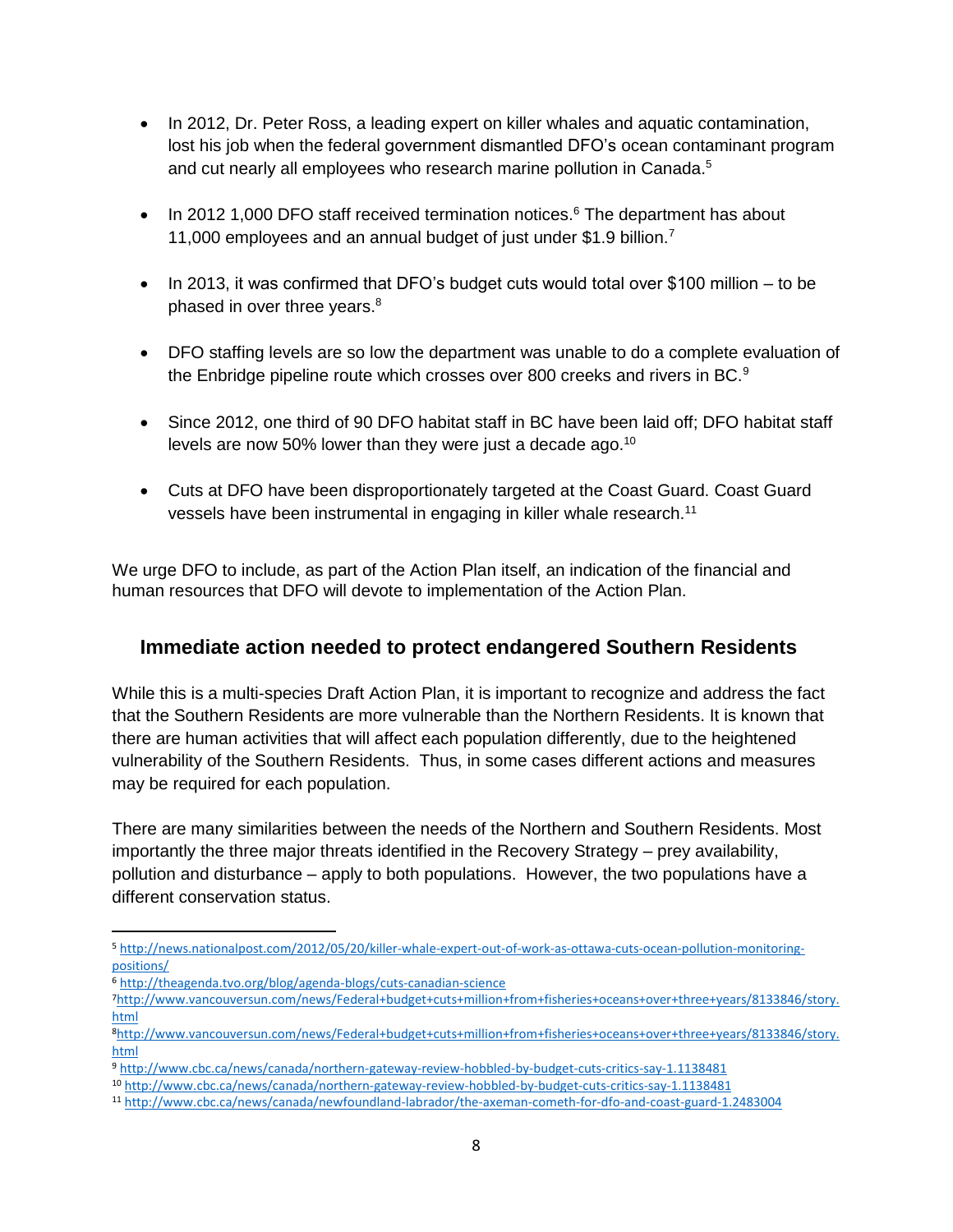- In 2012, Dr. Peter Ross, a leading expert on killer whales and aquatic contamination, lost his job when the federal government dismantled DFO's ocean contaminant program and cut nearly all employees who research marine pollution in Canada.[5]

- In 2012 1,000 DFO staff received termination notices.[6] The department has about 11,000 employees and an annual budget of just under $1.9 billion.[7]

- In 2013, it was confirmed that DFO's budget cuts would total over $100 million – to be phased in over three years.[8]

- DFO staffing levels are so low the department was unable to do a complete evaluation of the Enbridge pipeline route which crosses over 800 creeks and rivers in BC.[9]

- Since 2012, one third of 90 DFO habitat staff in BC have been laid off; DFO habitat staff levels are now 50% lower than they were just a decade ago.[10]

- Cuts at DFO have been disproportionately targeted at the Coast Guard. Coast Guard vessels have been instrumental in engaging in killer whale research.[11]

We urge DFO to include, as part of the Action Plan itself, an indication of the financial and human resources that DFO will devote to implementation of the Action Plan.

## Immediate action needed to protect endangered Southern Residents

While this is a multi-species Draft Action Plan, it is important to recognize and address the fact that the Southern Residents are more vulnerable than the Northern Residents. It is known that there are human activities that will affect each population differently, due to the heightened vulnerability of the Southern Residents. Thus, in some cases different actions and measures may be required for each population.

There are many similarities between the needs of the Northern and Southern Residents. Most importantly the three major threats identified in the Recovery Strategy – prey availability, pollution and disturbance – apply to both populations. However, the two populations have a different conservation status.

---

[5] http://news.nationalpost.com/2012/05/20/killer-whale-expert-out-of-work-as-ottawa-cuts-ocean-pollution-monitoring-positions/

[6] http://theagenda.tvo.org/blog/agenda-blogs/cuts-canadian-science

[7] http://www.vancouversun.com/news/Federal+budget+cuts+million+from+fisheries+oceans+over+three+years/8133846/story.html

[8] http://www.vancouversun.com/news/Federal+budget+cuts+million+from+fisheries+oceans+over+three+years/8133846/story.html

[9] http://www.cbc.ca/news/canada/northern-gateway-review-hobbled-by-budget-cuts-critics-say-1.1138481

[10] http://www.cbc.ca/news/canada/northern-gateway-review-hobbled-by-budget-cuts-critics-say-1.1138481

[11] http://www.cbc.ca/news/canada/newfoundland-labrador/the-axeman-cometh-for-dfo-and-coast-guard-1.2483004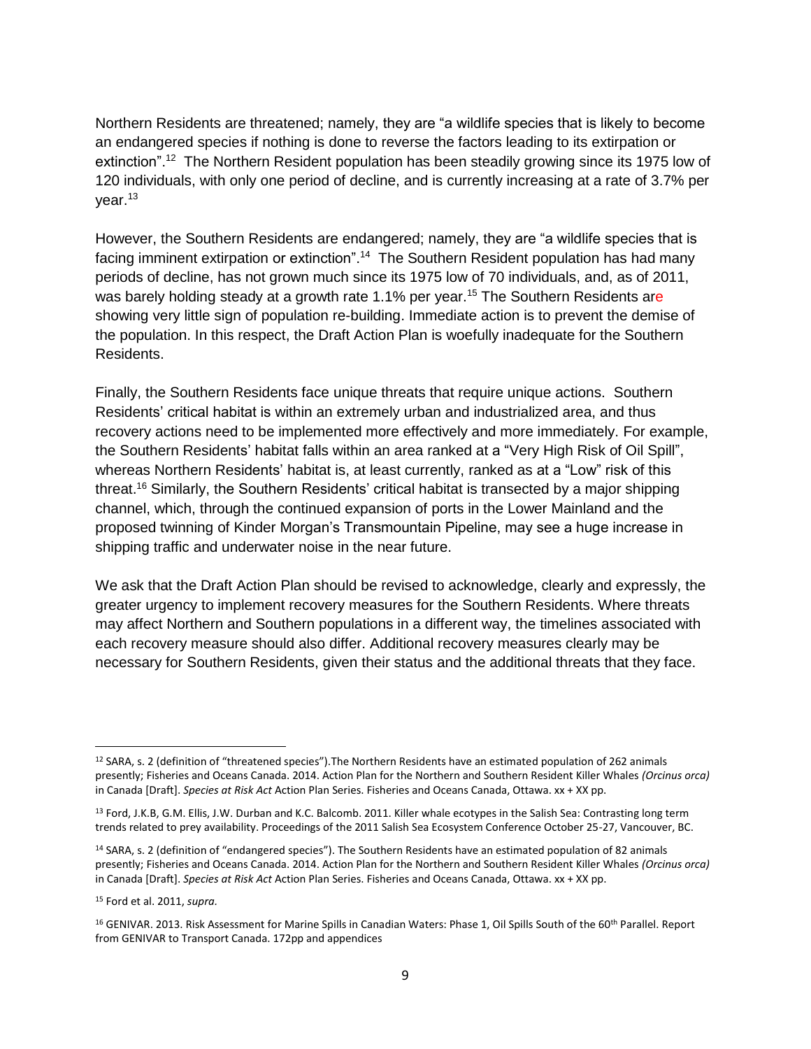Northern Residents are threatened; namely, they are “a wildlife species that is likely to become an endangered species if nothing is done to reverse the factors leading to its extirpation or extinction”.[12] The Northern Resident population has been steadily growing since its 1975 low of 120 individuals, with only one period of decline, and is currently increasing at a rate of 3.7% per year.[13]

However, the Southern Residents are endangered; namely, they are “a wildlife species that is facing imminent extirpation or extinction”.[14] The Southern Resident population has had many periods of decline, has not grown much since its 1975 low of 70 individuals, and, as of 2011, was barely holding steady at a growth rate 1.1% per year.[15] The Southern Residents are showing very little sign of population re-building. Immediate action is to prevent the demise of the population. In this respect, the Draft Action Plan is woefully inadequate for the Southern Residents.

Finally, the Southern Residents face unique threats that require unique actions. Southern Residents' critical habitat is within an extremely urban and industrialized area, and thus recovery actions need to be implemented more effectively and more immediately. For example, the Southern Residents' habitat falls within an area ranked at a “Very High Risk of Oil Spill”, whereas Northern Residents' habitat is, at least currently, ranked as at a “Low” risk of this threat.[16] Similarly, the Southern Residents' critical habitat is transected by a major shipping channel, which, through the continued expansion of ports in the Lower Mainland and the proposed twinning of Kinder Morgan's Transmountain Pipeline, may see a huge increase in shipping traffic and underwater noise in the near future.

We ask that the Draft Action Plan should be revised to acknowledge, clearly and expressly, the greater urgency to implement recovery measures for the Southern Residents. Where threats may affect Northern and Southern populations in a different way, the timelines associated with each recovery measure should also differ. Additional recovery measures clearly may be necessary for Southern Residents, given their status and the additional threats that they face.

---

[12] SARA, s. 2 (definition of “threatened species”).The Northern Residents have an estimated population of 262 animals presently; Fisheries and Oceans Canada. 2014. Action Plan for the Northern and Southern Resident Killer Whales *(Orcinus orca)* in Canada [Draft]. *Species at Risk Act* Action Plan Series. Fisheries and Oceans Canada, Ottawa. xx + XX pp.

[13] Ford, J.K.B, G.M. Ellis, J.W. Durban and K.C. Balcomb. 2011. Killer whale ecotypes in the Salish Sea: Contrasting long term trends related to prey availability. Proceedings of the 2011 Salish Sea Ecosystem Conference October 25-27, Vancouver, BC.

[14] SARA, s. 2 (definition of “endangered species”). The Southern Residents have an estimated population of 82 animals presently; Fisheries and Oceans Canada. 2014. Action Plan for the Northern and Southern Resident Killer Whales *(Orcinus orca)* in Canada [Draft]. *Species at Risk Act* Action Plan Series. Fisheries and Oceans Canada, Ottawa. xx + XX pp.

[15] Ford et al. 2011, *supra*.

[16] GENIVAR. 2013. Risk Assessment for Marine Spills in Canadian Waters: Phase 1, Oil Spills South of the 60th Parallel. Report from GENIVAR to Transport Canada. 172pp and appendices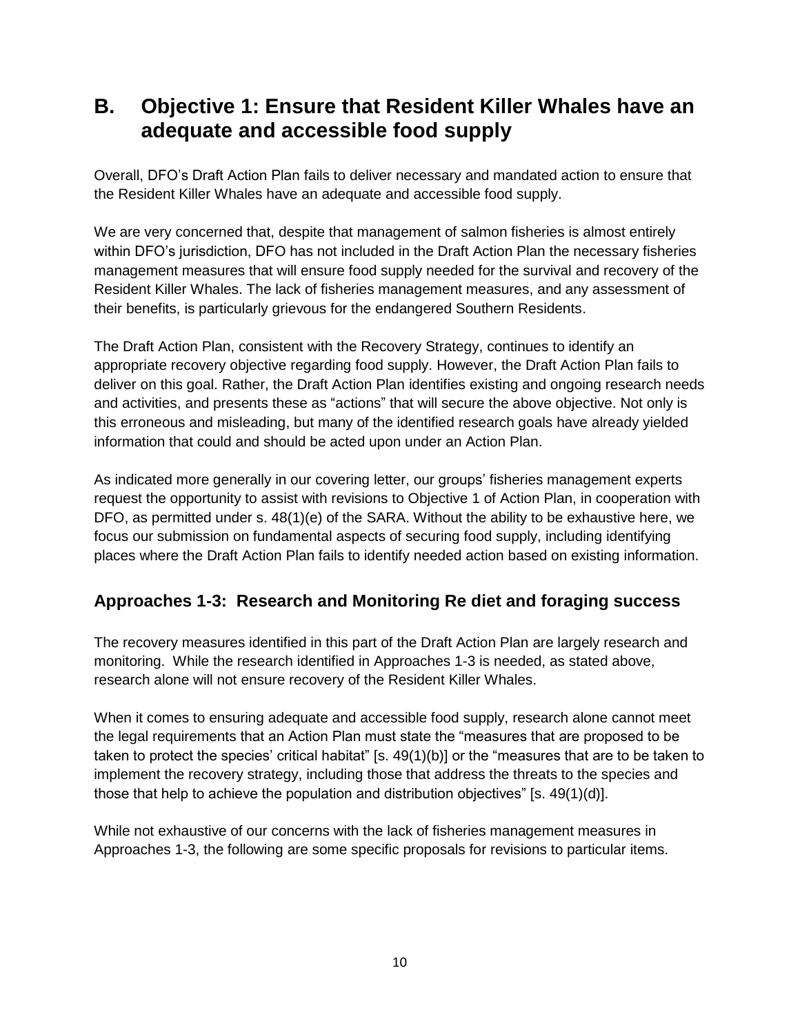## B. Objective 1: Ensure that Resident Killer Whales have an adequate and accessible food supply

Overall, DFO's Draft Action Plan fails to deliver necessary and mandated action to ensure that the Resident Killer Whales have an adequate and accessible food supply.

We are very concerned that, despite that management of salmon fisheries is almost entirely within DFO's jurisdiction, DFO has not included in the Draft Action Plan the necessary fisheries management measures that will ensure food supply needed for the survival and recovery of the Resident Killer Whales. The lack of fisheries management measures, and any assessment of their benefits, is particularly grievous for the endangered Southern Residents.

The Draft Action Plan, consistent with the Recovery Strategy, continues to identify an appropriate recovery objective regarding food supply. However, the Draft Action Plan fails to deliver on this goal. Rather, the Draft Action Plan identifies existing and ongoing research needs and activities, and presents these as "actions" that will secure the above objective. Not only is this erroneous and misleading, but many of the identified research goals have already yielded information that could and should be acted upon under an Action Plan.

As indicated more generally in our covering letter, our groups' fisheries management experts request the opportunity to assist with revisions to Objective 1 of Action Plan, in cooperation with DFO, as permitted under s. 48(1)(e) of the SARA. Without the ability to be exhaustive here, we focus our submission on fundamental aspects of securing food supply, including identifying places where the Draft Action Plan fails to identify needed action based on existing information.

### Approaches 1-3: Research and Monitoring Re diet and foraging success

The recovery measures identified in this part of the Draft Action Plan are largely research and monitoring. While the research identified in Approaches 1-3 is needed, as stated above, research alone will not ensure recovery of the Resident Killer Whales.

When it comes to ensuring adequate and accessible food supply, research alone cannot meet the legal requirements that an Action Plan must state the "measures that are proposed to be taken to protect the species' critical habitat" [s. 49(1)(b)] or the "measures that are to be taken to implement the recovery strategy, including those that address the threats to the species and those that help to achieve the population and distribution objectives" [s. 49(1)(d)].

While not exhaustive of our concerns with the lack of fisheries management measures in Approaches 1-3, the following are some specific proposals for revisions to particular items.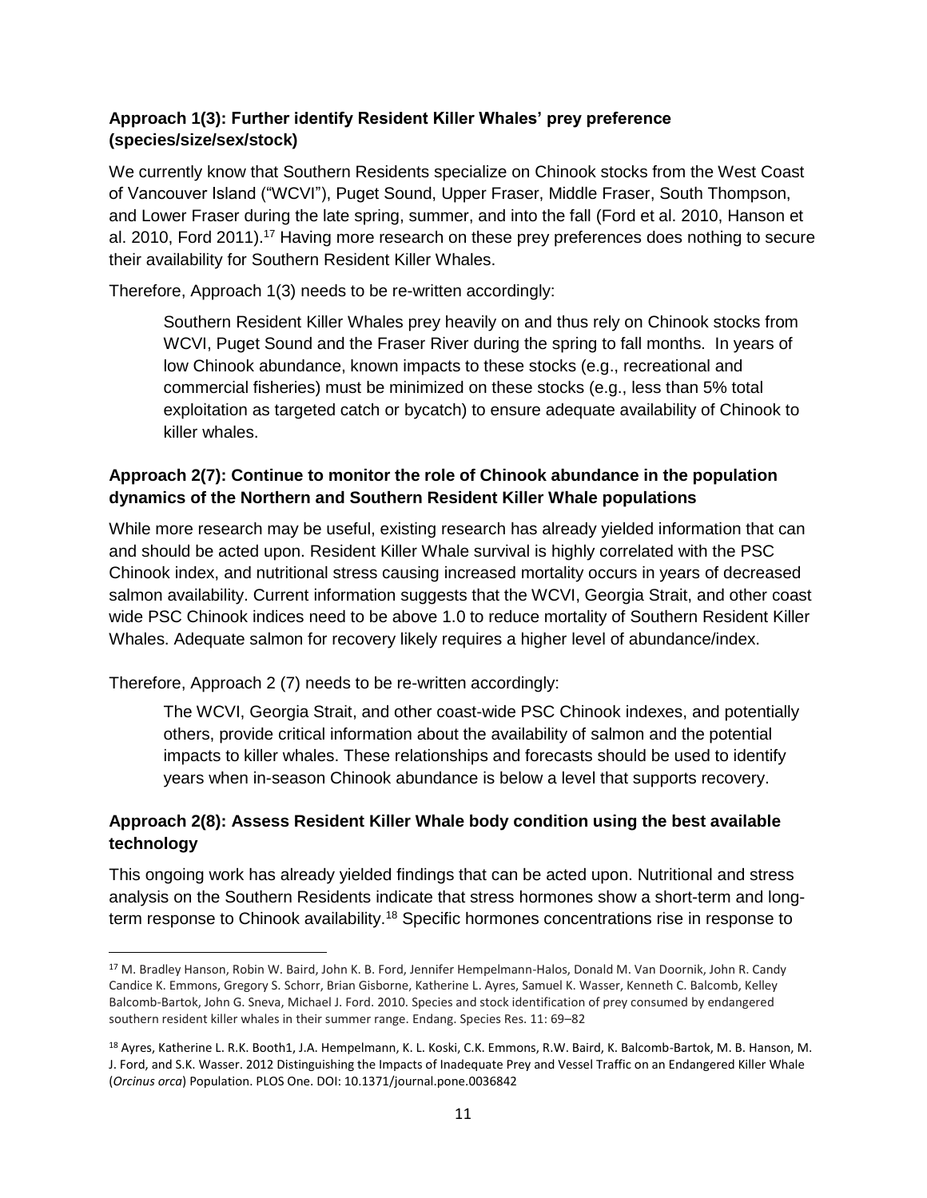### Approach 1(3): Further identify Resident Killer Whales' prey preference (species/size/sex/stock)

We currently know that Southern Residents specialize on Chinook stocks from the West Coast of Vancouver Island ("WCVI"), Puget Sound, Upper Fraser, Middle Fraser, South Thompson, and Lower Fraser during the late spring, summer, and into the fall (Ford et al. 2010, Hanson et al. 2010, Ford 2011).[17] Having more research on these prey preferences does nothing to secure their availability for Southern Resident Killer Whales.

Therefore, Approach 1(3) needs to be re-written accordingly:

> Southern Resident Killer Whales prey heavily on and thus rely on Chinook stocks from WCVI, Puget Sound and the Fraser River during the spring to fall months. In years of low Chinook abundance, known impacts to these stocks (e.g., recreational and commercial fisheries) must be minimized on these stocks (e.g., less than 5% total exploitation as targeted catch or bycatch) to ensure adequate availability of Chinook to killer whales.

### Approach 2(7): Continue to monitor the role of Chinook abundance in the population dynamics of the Northern and Southern Resident Killer Whale populations

While more research may be useful, existing research has already yielded information that can and should be acted upon. Resident Killer Whale survival is highly correlated with the PSC Chinook index, and nutritional stress causing increased mortality occurs in years of decreased salmon availability. Current information suggests that the WCVI, Georgia Strait, and other coast wide PSC Chinook indices need to be above 1.0 to reduce mortality of Southern Resident Killer Whales. Adequate salmon for recovery likely requires a higher level of abundance/index.

Therefore, Approach 2 (7) needs to be re-written accordingly:

> The WCVI, Georgia Strait, and other coast-wide PSC Chinook indexes, and potentially others, provide critical information about the availability of salmon and the potential impacts to killer whales. These relationships and forecasts should be used to identify years when in-season Chinook abundance is below a level that supports recovery.

### Approach 2(8): Assess Resident Killer Whale body condition using the best available technology

This ongoing work has already yielded findings that can be acted upon. Nutritional and stress analysis on the Southern Residents indicate that stress hormones show a short-term and long-term response to Chinook availability.[18] Specific hormones concentrations rise in response to

---

[17] M. Bradley Hanson, Robin W. Baird, John K. B. Ford, Jennifer Hempelmann-Halos, Donald M. Van Doornik, John R. Candy Candice K. Emmons, Gregory S. Schorr, Brian Gisborne, Katherine L. Ayres, Samuel K. Wasser, Kenneth C. Balcomb, Kelley Balcomb-Bartok, John G. Sneva, Michael J. Ford. 2010. Species and stock identification of prey consumed by endangered southern resident killer whales in their summer range. Endang. Species Res. 11: 69–82

[18] Ayres, Katherine L. R.K. Booth1, J.A. Hempelmann, K. L. Koski, C.K. Emmons, R.W. Baird, K. Balcomb-Bartok, M. B. Hanson, M. J. Ford, and S.K. Wasser. 2012 Distinguishing the Impacts of Inadequate Prey and Vessel Traffic on an Endangered Killer Whale (*Orcinus orca*) Population. PLOS One. DOI: 10.1371/journal.pone.0036842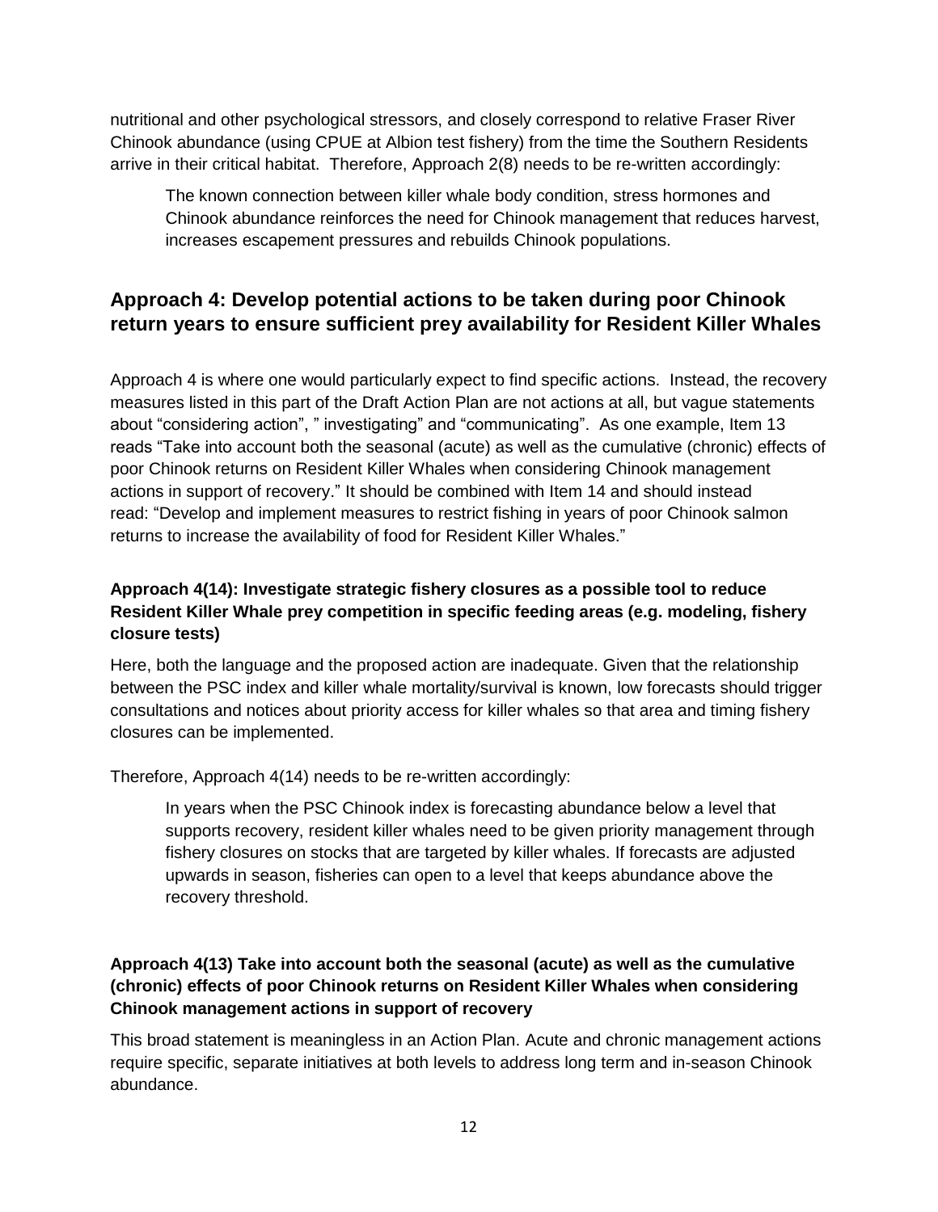nutritional and other psychological stressors, and closely correspond to relative Fraser River Chinook abundance (using CPUE at Albion test fishery) from the time the Southern Residents arrive in their critical habitat. Therefore, Approach 2(8) needs to be re-written accordingly:

> The known connection between killer whale body condition, stress hormones and Chinook abundance reinforces the need for Chinook management that reduces harvest, increases escapement pressures and rebuilds Chinook populations.

## Approach 4: Develop potential actions to be taken during poor Chinook return years to ensure sufficient prey availability for Resident Killer Whales

Approach 4 is where one would particularly expect to find specific actions. Instead, the recovery measures listed in this part of the Draft Action Plan are not actions at all, but vague statements about "considering action", " investigating" and "communicating". As one example, Item 13 reads "Take into account both the seasonal (acute) as well as the cumulative (chronic) effects of poor Chinook returns on Resident Killer Whales when considering Chinook management actions in support of recovery." It should be combined with Item 14 and should instead read: "Develop and implement measures to restrict fishing in years of poor Chinook salmon returns to increase the availability of food for Resident Killer Whales."

### Approach 4(14): Investigate strategic fishery closures as a possible tool to reduce Resident Killer Whale prey competition in specific feeding areas (e.g. modeling, fishery closure tests)

Here, both the language and the proposed action are inadequate. Given that the relationship between the PSC index and killer whale mortality/survival is known, low forecasts should trigger consultations and notices about priority access for killer whales so that area and timing fishery closures can be implemented.

Therefore, Approach 4(14) needs to be re-written accordingly:

> In years when the PSC Chinook index is forecasting abundance below a level that supports recovery, resident killer whales need to be given priority management through fishery closures on stocks that are targeted by killer whales. If forecasts are adjusted upwards in season, fisheries can open to a level that keeps abundance above the recovery threshold.

### Approach 4(13) Take into account both the seasonal (acute) as well as the cumulative (chronic) effects of poor Chinook returns on Resident Killer Whales when considering Chinook management actions in support of recovery

This broad statement is meaningless in an Action Plan. Acute and chronic management actions require specific, separate initiatives at both levels to address long term and in-season Chinook abundance.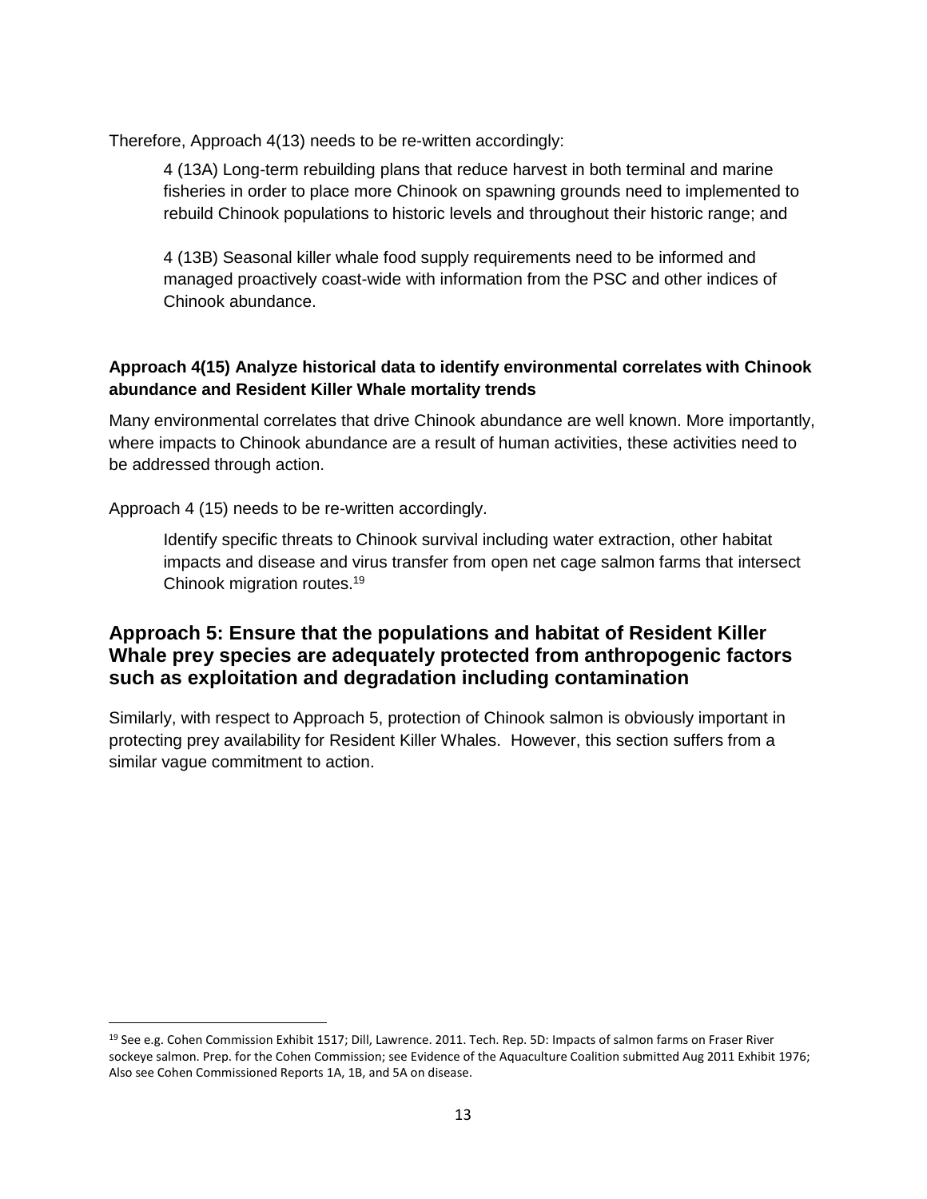Therefore, Approach 4(13) needs to be re-written accordingly:

> 4 (13A) Long-term rebuilding plans that reduce harvest in both terminal and marine fisheries in order to place more Chinook on spawning grounds need to implemented to rebuild Chinook populations to historic levels and throughout their historic range; and
>
> 4 (13B) Seasonal killer whale food supply requirements need to be informed and managed proactively coast-wide with information from the PSC and other indices of Chinook abundance.

**Approach 4(15) Analyze historical data to identify environmental correlates with Chinook abundance and Resident Killer Whale mortality trends**

Many environmental correlates that drive Chinook abundance are well known. More importantly, where impacts to Chinook abundance are a result of human activities, these activities need to be addressed through action.

Approach 4 (15) needs to be re-written accordingly.

> Identify specific threats to Chinook survival including water extraction, other habitat impacts and disease and virus transfer from open net cage salmon farms that intersect Chinook migration routes.[19]

## Approach 5: Ensure that the populations and habitat of Resident Killer Whale prey species are adequately protected from anthropogenic factors such as exploitation and degradation including contamination

Similarly, with respect to Approach 5, protection of Chinook salmon is obviously important in protecting prey availability for Resident Killer Whales. However, this section suffers from a similar vague commitment to action.

---

[19] See e.g. Cohen Commission Exhibit 1517; Dill, Lawrence. 2011. Tech. Rep. 5D: Impacts of salmon farms on Fraser River sockeye salmon. Prep. for the Cohen Commission; see Evidence of the Aquaculture Coalition submitted Aug 2011 Exhibit 1976; Also see Cohen Commissioned Reports 1A, 1B, and 5A on disease.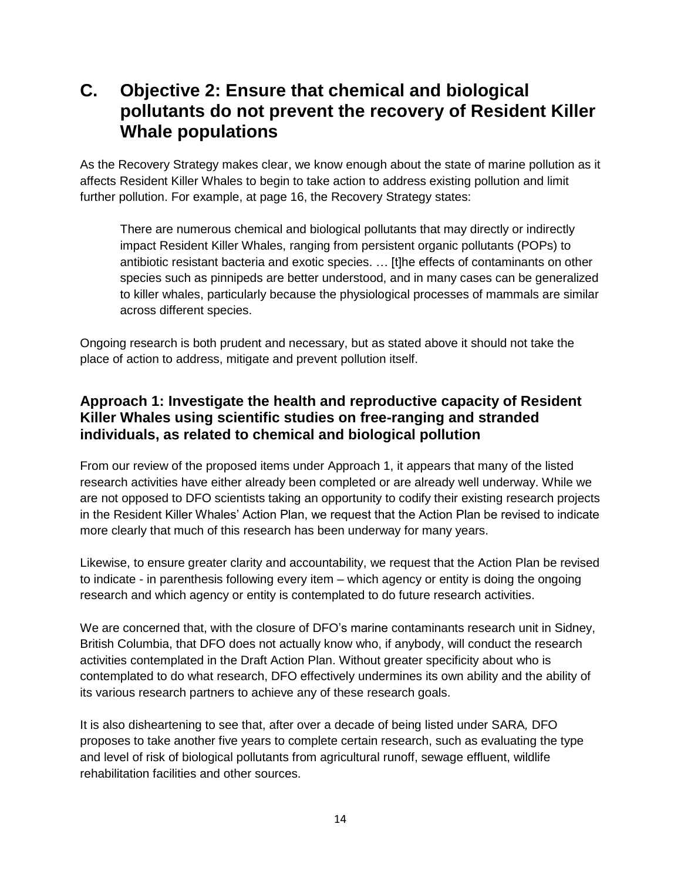## C. Objective 2: Ensure that chemical and biological pollutants do not prevent the recovery of Resident Killer Whale populations

As the Recovery Strategy makes clear, we know enough about the state of marine pollution as it affects Resident Killer Whales to begin to take action to address existing pollution and limit further pollution. For example, at page 16, the Recovery Strategy states:

> There are numerous chemical and biological pollutants that may directly or indirectly impact Resident Killer Whales, ranging from persistent organic pollutants (POPs) to antibiotic resistant bacteria and exotic species. … [t]he effects of contaminants on other species such as pinnipeds are better understood, and in many cases can be generalized to killer whales, particularly because the physiological processes of mammals are similar across different species.

Ongoing research is both prudent and necessary, but as stated above it should not take the place of action to address, mitigate and prevent pollution itself.

### Approach 1: Investigate the health and reproductive capacity of Resident Killer Whales using scientific studies on free-ranging and stranded individuals, as related to chemical and biological pollution

From our review of the proposed items under Approach 1, it appears that many of the listed research activities have either already been completed or are already well underway. While we are not opposed to DFO scientists taking an opportunity to codify their existing research projects in the Resident Killer Whales' Action Plan, we request that the Action Plan be revised to indicate more clearly that much of this research has been underway for many years.

Likewise, to ensure greater clarity and accountability, we request that the Action Plan be revised to indicate - in parenthesis following every item – which agency or entity is doing the ongoing research and which agency or entity is contemplated to do future research activities.

We are concerned that, with the closure of DFO's marine contaminants research unit in Sidney, British Columbia, that DFO does not actually know who, if anybody, will conduct the research activities contemplated in the Draft Action Plan. Without greater specificity about who is contemplated to do what research, DFO effectively undermines its own ability and the ability of its various research partners to achieve any of these research goals.

It is also disheartening to see that, after over a decade of being listed under SARA*,* DFO proposes to take another five years to complete certain research, such as evaluating the type and level of risk of biological pollutants from agricultural runoff, sewage effluent, wildlife rehabilitation facilities and other sources.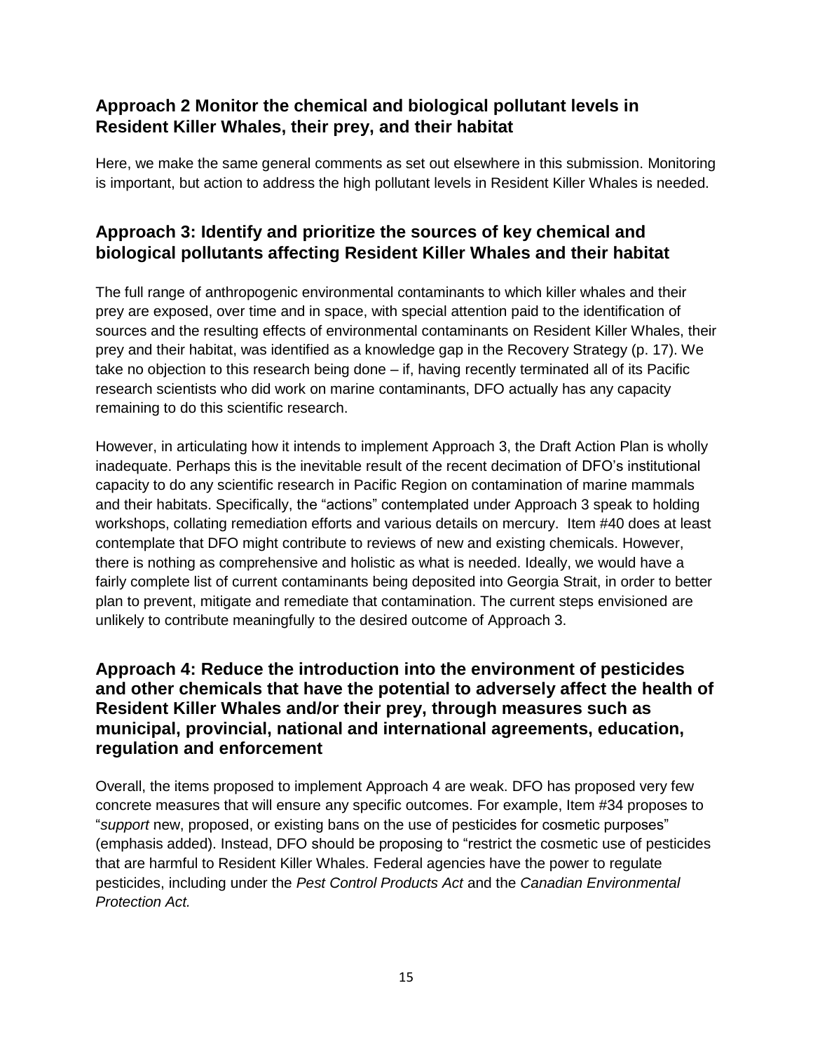## Approach 2 Monitor the chemical and biological pollutant levels in Resident Killer Whales, their prey, and their habitat

Here, we make the same general comments as set out elsewhere in this submission. Monitoring is important, but action to address the high pollutant levels in Resident Killer Whales is needed.

## Approach 3: Identify and prioritize the sources of key chemical and biological pollutants affecting Resident Killer Whales and their habitat

The full range of anthropogenic environmental contaminants to which killer whales and their prey are exposed, over time and in space, with special attention paid to the identification of sources and the resulting effects of environmental contaminants on Resident Killer Whales, their prey and their habitat, was identified as a knowledge gap in the Recovery Strategy (p. 17). We take no objection to this research being done – if, having recently terminated all of its Pacific research scientists who did work on marine contaminants, DFO actually has any capacity remaining to do this scientific research.

However, in articulating how it intends to implement Approach 3, the Draft Action Plan is wholly inadequate. Perhaps this is the inevitable result of the recent decimation of DFO's institutional capacity to do any scientific research in Pacific Region on contamination of marine mammals and their habitats. Specifically, the "actions" contemplated under Approach 3 speak to holding workshops, collating remediation efforts and various details on mercury. Item #40 does at least contemplate that DFO might contribute to reviews of new and existing chemicals. However, there is nothing as comprehensive and holistic as what is needed. Ideally, we would have a fairly complete list of current contaminants being deposited into Georgia Strait, in order to better plan to prevent, mitigate and remediate that contamination. The current steps envisioned are unlikely to contribute meaningfully to the desired outcome of Approach 3.

## Approach 4: Reduce the introduction into the environment of pesticides and other chemicals that have the potential to adversely affect the health of Resident Killer Whales and/or their prey, through measures such as municipal, provincial, national and international agreements, education, regulation and enforcement

Overall, the items proposed to implement Approach 4 are weak. DFO has proposed very few concrete measures that will ensure any specific outcomes. For example, Item #34 proposes to "*support* new, proposed, or existing bans on the use of pesticides for cosmetic purposes" (emphasis added). Instead, DFO should be proposing to "restrict the cosmetic use of pesticides that are harmful to Resident Killer Whales. Federal agencies have the power to regulate pesticides, including under the *Pest Control Products Act* and the *Canadian Environmental Protection Act.*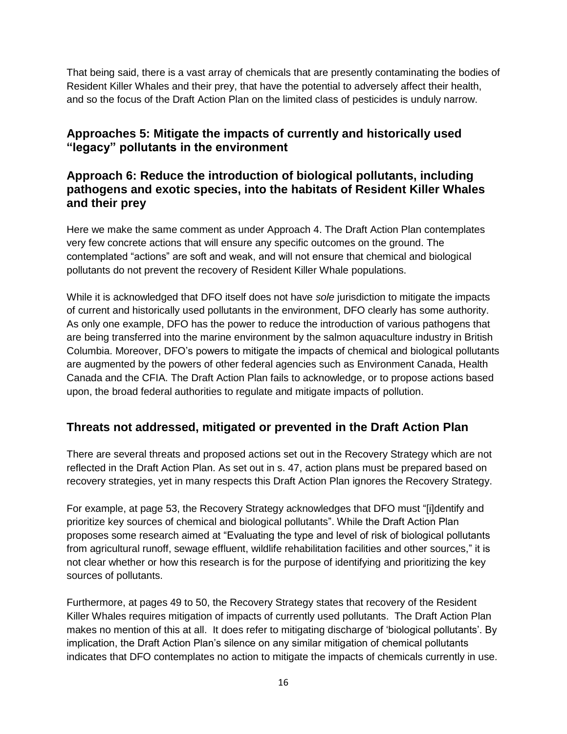That being said, there is a vast array of chemicals that are presently contaminating the bodies of Resident Killer Whales and their prey, that have the potential to adversely affect their health, and so the focus of the Draft Action Plan on the limited class of pesticides is unduly narrow.

## Approaches 5: Mitigate the impacts of currently and historically used "legacy" pollutants in the environment

## Approach 6: Reduce the introduction of biological pollutants, including pathogens and exotic species, into the habitats of Resident Killer Whales and their prey

Here we make the same comment as under Approach 4. The Draft Action Plan contemplates very few concrete actions that will ensure any specific outcomes on the ground. The contemplated "actions" are soft and weak, and will not ensure that chemical and biological pollutants do not prevent the recovery of Resident Killer Whale populations.

While it is acknowledged that DFO itself does not have *sole* jurisdiction to mitigate the impacts of current and historically used pollutants in the environment, DFO clearly has some authority. As only one example, DFO has the power to reduce the introduction of various pathogens that are being transferred into the marine environment by the salmon aquaculture industry in British Columbia. Moreover, DFO's powers to mitigate the impacts of chemical and biological pollutants are augmented by the powers of other federal agencies such as Environment Canada, Health Canada and the CFIA. The Draft Action Plan fails to acknowledge, or to propose actions based upon, the broad federal authorities to regulate and mitigate impacts of pollution.

## Threats not addressed, mitigated or prevented in the Draft Action Plan

There are several threats and proposed actions set out in the Recovery Strategy which are not reflected in the Draft Action Plan. As set out in s. 47, action plans must be prepared based on recovery strategies, yet in many respects this Draft Action Plan ignores the Recovery Strategy.

For example, at page 53, the Recovery Strategy acknowledges that DFO must "[i]dentify and prioritize key sources of chemical and biological pollutants". While the Draft Action Plan proposes some research aimed at "Evaluating the type and level of risk of biological pollutants from agricultural runoff, sewage effluent, wildlife rehabilitation facilities and other sources," it is not clear whether or how this research is for the purpose of identifying and prioritizing the key sources of pollutants.

Furthermore, at pages 49 to 50, the Recovery Strategy states that recovery of the Resident Killer Whales requires mitigation of impacts of currently used pollutants. The Draft Action Plan makes no mention of this at all. It does refer to mitigating discharge of 'biological pollutants'. By implication, the Draft Action Plan's silence on any similar mitigation of chemical pollutants indicates that DFO contemplates no action to mitigate the impacts of chemicals currently in use.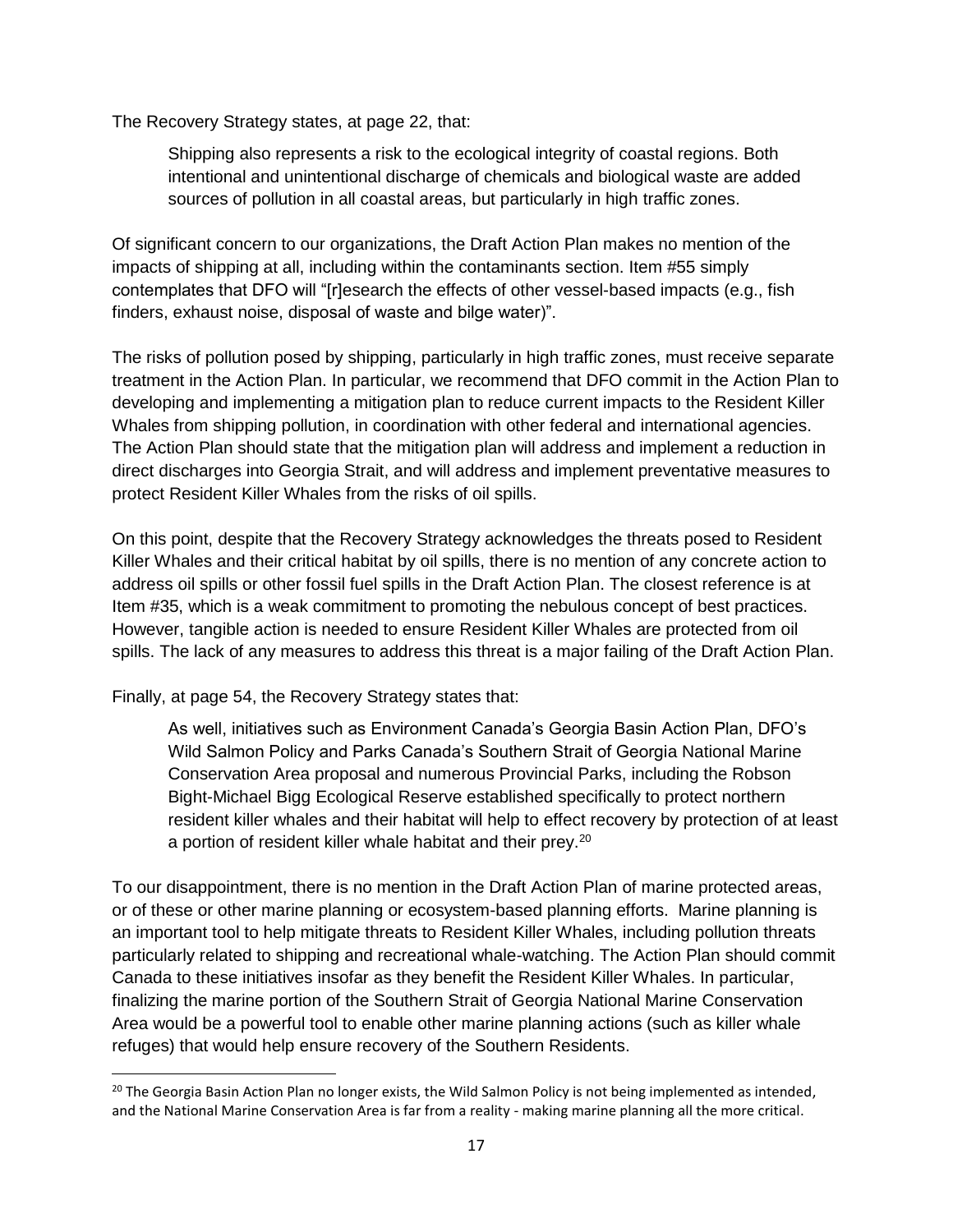The Recovery Strategy states, at page 22, that:

> Shipping also represents a risk to the ecological integrity of coastal regions. Both intentional and unintentional discharge of chemicals and biological waste are added sources of pollution in all coastal areas, but particularly in high traffic zones.

Of significant concern to our organizations, the Draft Action Plan makes no mention of the impacts of shipping at all, including within the contaminants section. Item #55 simply contemplates that DFO will "[r]esearch the effects of other vessel-based impacts (e.g., fish finders, exhaust noise, disposal of waste and bilge water)".

The risks of pollution posed by shipping, particularly in high traffic zones, must receive separate treatment in the Action Plan. In particular, we recommend that DFO commit in the Action Plan to developing and implementing a mitigation plan to reduce current impacts to the Resident Killer Whales from shipping pollution, in coordination with other federal and international agencies. The Action Plan should state that the mitigation plan will address and implement a reduction in direct discharges into Georgia Strait, and will address and implement preventative measures to protect Resident Killer Whales from the risks of oil spills.

On this point, despite that the Recovery Strategy acknowledges the threats posed to Resident Killer Whales and their critical habitat by oil spills, there is no mention of any concrete action to address oil spills or other fossil fuel spills in the Draft Action Plan. The closest reference is at Item #35, which is a weak commitment to promoting the nebulous concept of best practices. However, tangible action is needed to ensure Resident Killer Whales are protected from oil spills. The lack of any measures to address this threat is a major failing of the Draft Action Plan.

Finally, at page 54, the Recovery Strategy states that:

> As well, initiatives such as Environment Canada's Georgia Basin Action Plan, DFO's Wild Salmon Policy and Parks Canada's Southern Strait of Georgia National Marine Conservation Area proposal and numerous Provincial Parks, including the Robson Bight-Michael Bigg Ecological Reserve established specifically to protect northern resident killer whales and their habitat will help to effect recovery by protection of at least a portion of resident killer whale habitat and their prey.[20]

To our disappointment, there is no mention in the Draft Action Plan of marine protected areas, or of these or other marine planning or ecosystem-based planning efforts. Marine planning is an important tool to help mitigate threats to Resident Killer Whales, including pollution threats particularly related to shipping and recreational whale-watching. The Action Plan should commit Canada to these initiatives insofar as they benefit the Resident Killer Whales. In particular, finalizing the marine portion of the Southern Strait of Georgia National Marine Conservation Area would be a powerful tool to enable other marine planning actions (such as killer whale refuges) that would help ensure recovery of the Southern Residents.

---

[20] The Georgia Basin Action Plan no longer exists, the Wild Salmon Policy is not being implemented as intended, and the National Marine Conservation Area is far from a reality - making marine planning all the more critical.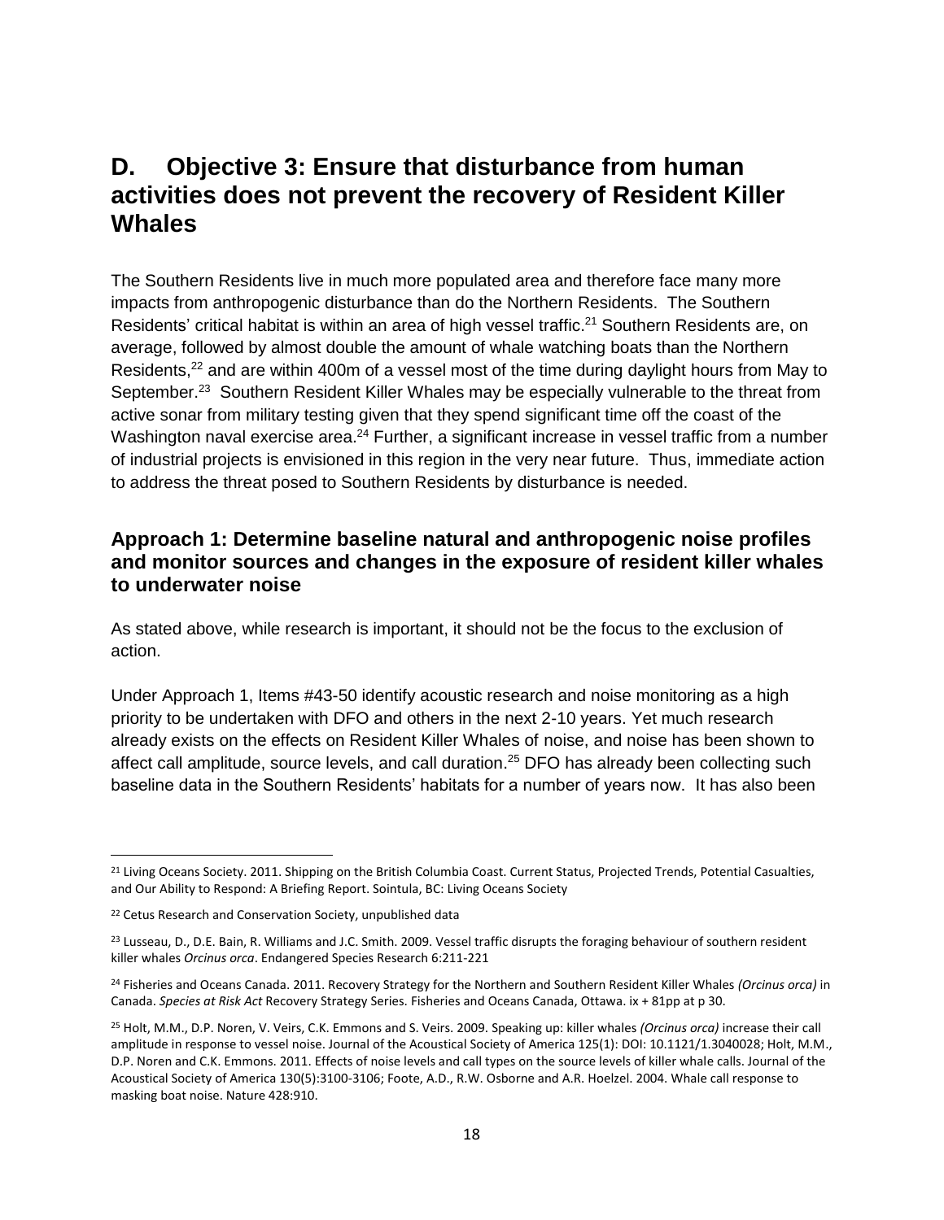## D. Objective 3: Ensure that disturbance from human activities does not prevent the recovery of Resident Killer Whales

The Southern Residents live in much more populated area and therefore face many more impacts from anthropogenic disturbance than do the Northern Residents. The Southern Residents' critical habitat is within an area of high vessel traffic.[21] Southern Residents are, on average, followed by almost double the amount of whale watching boats than the Northern Residents,[22] and are within 400m of a vessel most of the time during daylight hours from May to September.[23] Southern Resident Killer Whales may be especially vulnerable to the threat from active sonar from military testing given that they spend significant time off the coast of the Washington naval exercise area.[24] Further, a significant increase in vessel traffic from a number of industrial projects is envisioned in this region in the very near future. Thus, immediate action to address the threat posed to Southern Residents by disturbance is needed.

### Approach 1: Determine baseline natural and anthropogenic noise profiles and monitor sources and changes in the exposure of resident killer whales to underwater noise

As stated above, while research is important, it should not be the focus to the exclusion of action.

Under Approach 1, Items #43-50 identify acoustic research and noise monitoring as a high priority to be undertaken with DFO and others in the next 2-10 years. Yet much research already exists on the effects on Resident Killer Whales of noise, and noise has been shown to affect call amplitude, source levels, and call duration.[25] DFO has already been collecting such baseline data in the Southern Residents' habitats for a number of years now. It has also been

---

[21] Living Oceans Society. 2011. Shipping on the British Columbia Coast. Current Status, Projected Trends, Potential Casualties, and Our Ability to Respond: A Briefing Report. Sointula, BC: Living Oceans Society

[22] Cetus Research and Conservation Society, unpublished data

[23] Lusseau, D., D.E. Bain, R. Williams and J.C. Smith. 2009. Vessel traffic disrupts the foraging behaviour of southern resident killer whales *Orcinus orca*. Endangered Species Research 6:211-221

[24] Fisheries and Oceans Canada. 2011. Recovery Strategy for the Northern and Southern Resident Killer Whales *(Orcinus orca)* in Canada. *Species at Risk Act* Recovery Strategy Series. Fisheries and Oceans Canada, Ottawa. ix + 81pp at p 30.

[25] Holt, M.M., D.P. Noren, V. Veirs, C.K. Emmons and S. Veirs. 2009. Speaking up: killer whales *(Orcinus orca)* increase their call amplitude in response to vessel noise. Journal of the Acoustical Society of America 125(1): DOI: 10.1121/1.3040028; Holt, M.M., D.P. Noren and C.K. Emmons. 2011. Effects of noise levels and call types on the source levels of killer whale calls. Journal of the Acoustical Society of America 130(5):3100-3106; Foote, A.D., R.W. Osborne and A.R. Hoelzel. 2004. Whale call response to masking boat noise. Nature 428:910.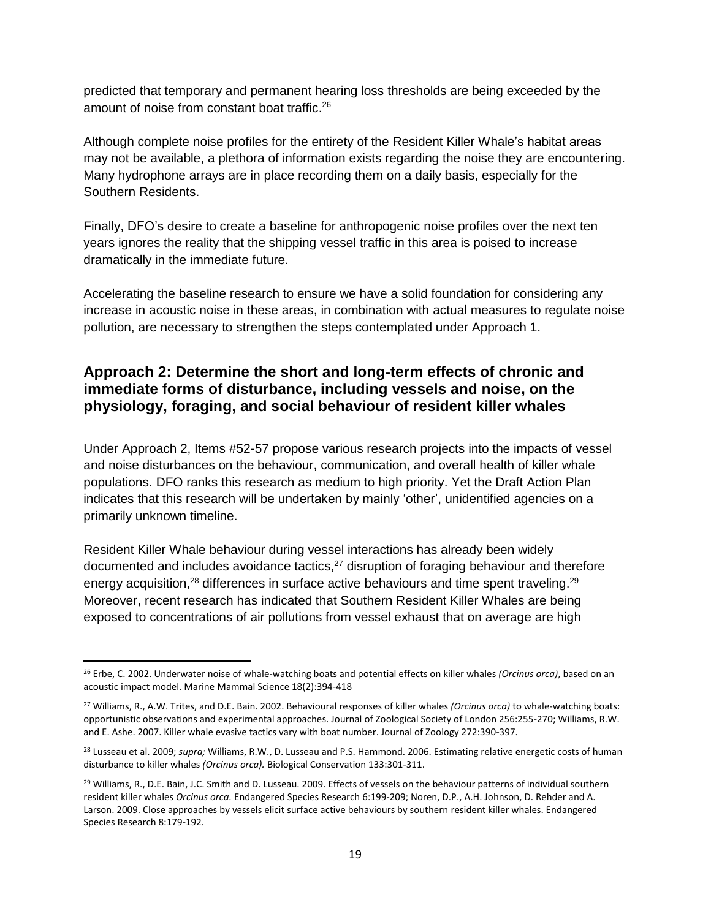predicted that temporary and permanent hearing loss thresholds are being exceeded by the amount of noise from constant boat traffic.[26]

Although complete noise profiles for the entirety of the Resident Killer Whale's habitat areas may not be available, a plethora of information exists regarding the noise they are encountering. Many hydrophone arrays are in place recording them on a daily basis, especially for the Southern Residents.

Finally, DFO's desire to create a baseline for anthropogenic noise profiles over the next ten years ignores the reality that the shipping vessel traffic in this area is poised to increase dramatically in the immediate future.

Accelerating the baseline research to ensure we have a solid foundation for considering any increase in acoustic noise in these areas, in combination with actual measures to regulate noise pollution, are necessary to strengthen the steps contemplated under Approach 1.

## Approach 2: Determine the short and long-term effects of chronic and immediate forms of disturbance, including vessels and noise, on the physiology, foraging, and social behaviour of resident killer whales

Under Approach 2, Items #52-57 propose various research projects into the impacts of vessel and noise disturbances on the behaviour, communication, and overall health of killer whale populations. DFO ranks this research as medium to high priority. Yet the Draft Action Plan indicates that this research will be undertaken by mainly 'other', unidentified agencies on a primarily unknown timeline.

Resident Killer Whale behaviour during vessel interactions has already been widely documented and includes avoidance tactics,[27] disruption of foraging behaviour and therefore energy acquisition,[28] differences in surface active behaviours and time spent traveling.[29] Moreover, recent research has indicated that Southern Resident Killer Whales are being exposed to concentrations of air pollutions from vessel exhaust that on average are high

---

[26] Erbe, C. 2002. Underwater noise of whale-watching boats and potential effects on killer whales *(Orcinus orca)*, based on an acoustic impact model. Marine Mammal Science 18(2):394-418

[27] Williams, R., A.W. Trites, and D.E. Bain. 2002. Behavioural responses of killer whales *(Orcinus orca)* to whale-watching boats: opportunistic observations and experimental approaches. Journal of Zoological Society of London 256:255-270; Williams, R.W. and E. Ashe. 2007. Killer whale evasive tactics vary with boat number. Journal of Zoology 272:390-397.

[28] Lusseau et al. 2009; *supra;* Williams, R.W., D. Lusseau and P.S. Hammond. 2006. Estimating relative energetic costs of human disturbance to killer whales *(Orcinus orca).* Biological Conservation 133:301-311.

[29] Williams, R., D.E. Bain, J.C. Smith and D. Lusseau. 2009. Effects of vessels on the behaviour patterns of individual southern resident killer whales *Orcinus orca.* Endangered Species Research 6:199-209; Noren, D.P., A.H. Johnson, D. Rehder and A. Larson. 2009. Close approaches by vessels elicit surface active behaviours by southern resident killer whales. Endangered Species Research 8:179-192.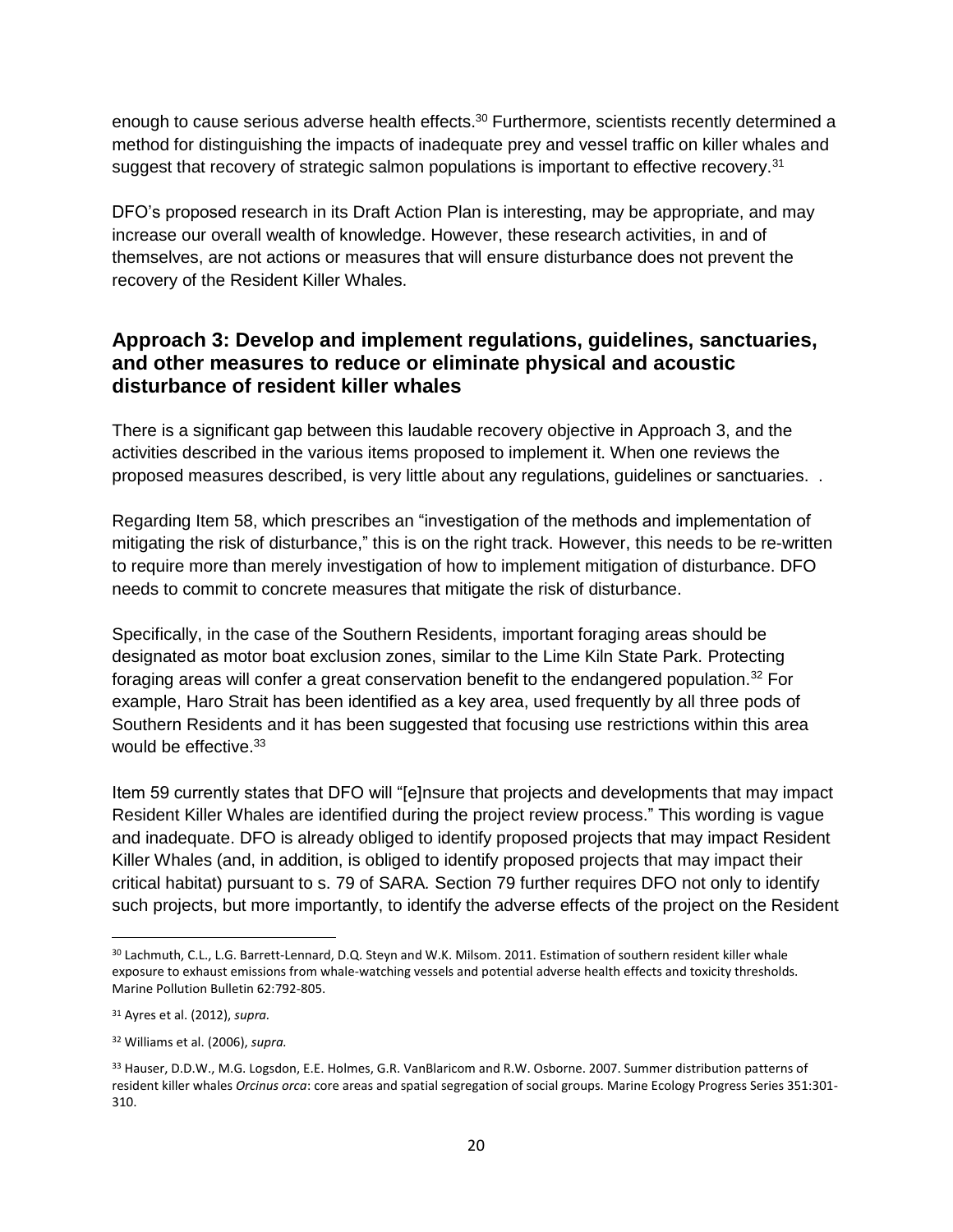enough to cause serious adverse health effects.[30] Furthermore, scientists recently determined a method for distinguishing the impacts of inadequate prey and vessel traffic on killer whales and suggest that recovery of strategic salmon populations is important to effective recovery.[31]

DFO's proposed research in its Draft Action Plan is interesting, may be appropriate, and may increase our overall wealth of knowledge. However, these research activities, in and of themselves, are not actions or measures that will ensure disturbance does not prevent the recovery of the Resident Killer Whales.

## Approach 3: Develop and implement regulations, guidelines, sanctuaries, and other measures to reduce or eliminate physical and acoustic disturbance of resident killer whales

There is a significant gap between this laudable recovery objective in Approach 3, and the activities described in the various items proposed to implement it. When one reviews the proposed measures described, is very little about any regulations, guidelines or sanctuaries. .

Regarding Item 58, which prescribes an "investigation of the methods and implementation of mitigating the risk of disturbance," this is on the right track. However, this needs to be re-written to require more than merely investigation of how to implement mitigation of disturbance. DFO needs to commit to concrete measures that mitigate the risk of disturbance.

Specifically, in the case of the Southern Residents, important foraging areas should be designated as motor boat exclusion zones, similar to the Lime Kiln State Park. Protecting foraging areas will confer a great conservation benefit to the endangered population.[32] For example, Haro Strait has been identified as a key area, used frequently by all three pods of Southern Residents and it has been suggested that focusing use restrictions within this area would be effective.[33]

Item 59 currently states that DFO will "[e]nsure that projects and developments that may impact Resident Killer Whales are identified during the project review process." This wording is vague and inadequate. DFO is already obliged to identify proposed projects that may impact Resident Killer Whales (and, in addition, is obliged to identify proposed projects that may impact their critical habitat) pursuant to s. 79 of SARA. Section 79 further requires DFO not only to identify such projects, but more importantly, to identify the adverse effects of the project on the Resident

---

[30] Lachmuth, C.L., L.G. Barrett-Lennard, D.Q. Steyn and W.K. Milsom. 2011. Estimation of southern resident killer whale exposure to exhaust emissions from whale-watching vessels and potential adverse health effects and toxicity thresholds. Marine Pollution Bulletin 62:792-805.

[31] Ayres et al. (2012), *supra.*

[32] Williams et al. (2006), *supra.*

[33] Hauser, D.D.W., M.G. Logsdon, E.E. Holmes, G.R. VanBlaricom and R.W. Osborne. 2007. Summer distribution patterns of resident killer whales *Orcinus orca*: core areas and spatial segregation of social groups. Marine Ecology Progress Series 351:301-310.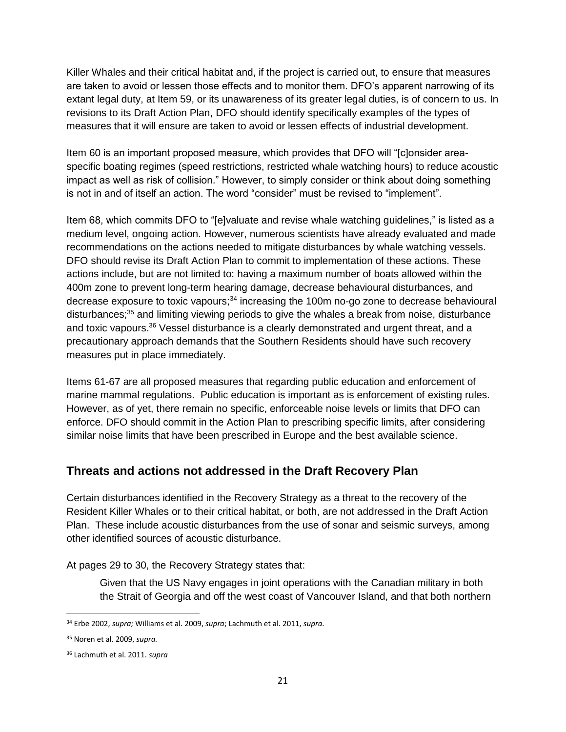Killer Whales and their critical habitat and, if the project is carried out, to ensure that measures are taken to avoid or lessen those effects and to monitor them. DFO's apparent narrowing of its extant legal duty, at Item 59, or its unawareness of its greater legal duties, is of concern to us. In revisions to its Draft Action Plan, DFO should identify specifically examples of the types of measures that it will ensure are taken to avoid or lessen effects of industrial development.

Item 60 is an important proposed measure, which provides that DFO will "[c]onsider area-specific boating regimes (speed restrictions, restricted whale watching hours) to reduce acoustic impact as well as risk of collision." However, to simply consider or think about doing something is not in and of itself an action. The word "consider" must be revised to "implement".

Item 68, which commits DFO to "[e]valuate and revise whale watching guidelines," is listed as a medium level, ongoing action. However, numerous scientists have already evaluated and made recommendations on the actions needed to mitigate disturbances by whale watching vessels. DFO should revise its Draft Action Plan to commit to implementation of these actions. These actions include, but are not limited to: having a maximum number of boats allowed within the 400m zone to prevent long-term hearing damage, decrease behavioural disturbances, and decrease exposure to toxic vapours;[34] increasing the 100m no-go zone to decrease behavioural disturbances;[35] and limiting viewing periods to give the whales a break from noise, disturbance and toxic vapours.[36] Vessel disturbance is a clearly demonstrated and urgent threat, and a precautionary approach demands that the Southern Residents should have such recovery measures put in place immediately.

Items 61-67 are all proposed measures that regarding public education and enforcement of marine mammal regulations. Public education is important as is enforcement of existing rules. However, as of yet, there remain no specific, enforceable noise levels or limits that DFO can enforce. DFO should commit in the Action Plan to prescribing specific limits, after considering similar noise limits that have been prescribed in Europe and the best available science.

## Threats and actions not addressed in the Draft Recovery Plan

Certain disturbances identified in the Recovery Strategy as a threat to the recovery of the Resident Killer Whales or to their critical habitat, or both, are not addressed in the Draft Action Plan. These include acoustic disturbances from the use of sonar and seismic surveys, among other identified sources of acoustic disturbance.

At pages 29 to 30, the Recovery Strategy states that:

> Given that the US Navy engages in joint operations with the Canadian military in both the Strait of Georgia and off the west coast of Vancouver Island, and that both northern

[34] Erbe 2002, *supra;* Williams et al. 2009, *supra*; Lachmuth et al. 2011, *supra.*

[35] Noren et al. 2009, *supra.*

[36] Lachmuth et al. 2011. *supra*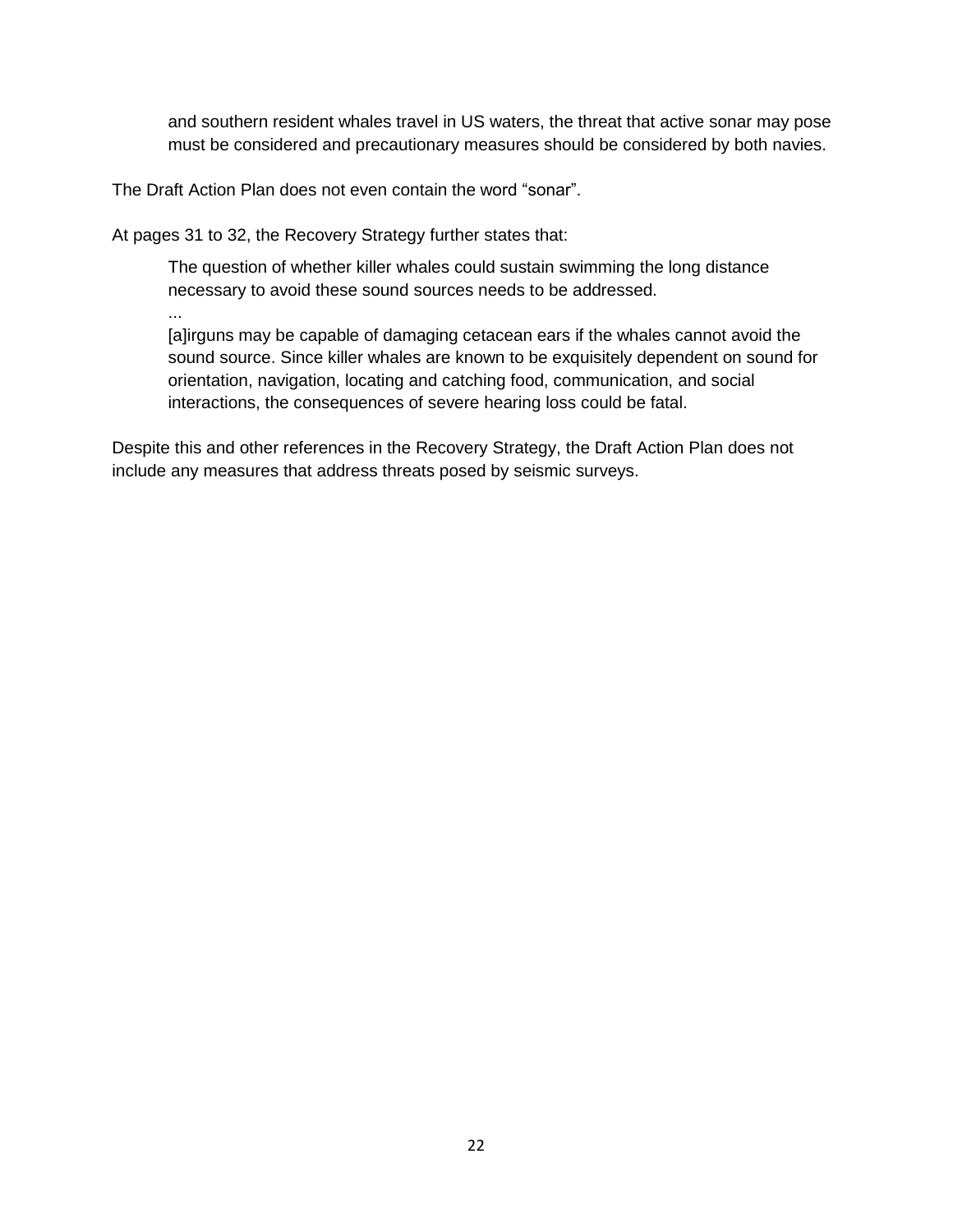> and southern resident whales travel in US waters, the threat that active sonar may pose must be considered and precautionary measures should be considered by both navies.

The Draft Action Plan does not even contain the word “sonar”.

At pages 31 to 32, the Recovery Strategy further states that:

> The question of whether killer whales could sustain swimming the long distance necessary to avoid these sound sources needs to be addressed.
>
> ...
>
> [a]irguns may be capable of damaging cetacean ears if the whales cannot avoid the sound source. Since killer whales are known to be exquisitely dependent on sound for orientation, navigation, locating and catching food, communication, and social interactions, the consequences of severe hearing loss could be fatal.

Despite this and other references in the Recovery Strategy, the Draft Action Plan does not include any measures that address threats posed by seismic surveys.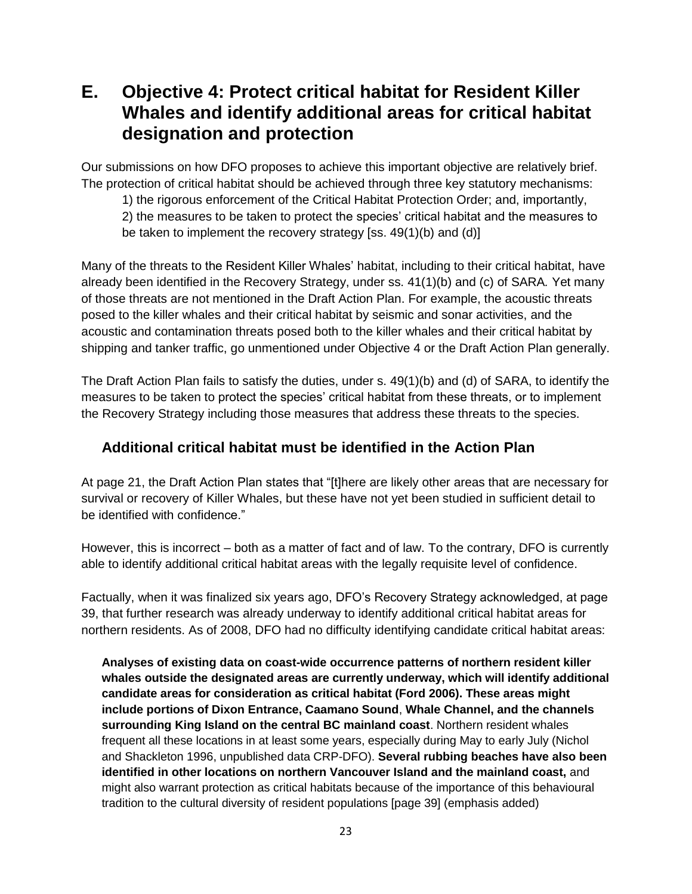## E. Objective 4: Protect critical habitat for Resident Killer Whales and identify additional areas for critical habitat designation and protection

Our submissions on how DFO proposes to achieve this important objective are relatively brief. The protection of critical habitat should be achieved through three key statutory mechanisms:

1) the rigorous enforcement of the Critical Habitat Protection Order; and, importantly,
2) the measures to be taken to protect the species' critical habitat and the measures to be taken to implement the recovery strategy [ss. 49(1)(b) and (d)]

Many of the threats to the Resident Killer Whales' habitat, including to their critical habitat, have already been identified in the Recovery Strategy, under ss. 41(1)(b) and (c) of SARA. Yet many of those threats are not mentioned in the Draft Action Plan. For example, the acoustic threats posed to the killer whales and their critical habitat by seismic and sonar activities, and the acoustic and contamination threats posed both to the killer whales and their critical habitat by shipping and tanker traffic, go unmentioned under Objective 4 or the Draft Action Plan generally.

The Draft Action Plan fails to satisfy the duties, under s. 49(1)(b) and (d) of SARA, to identify the measures to be taken to protect the species' critical habitat from these threats, or to implement the Recovery Strategy including those measures that address these threats to the species.

### Additional critical habitat must be identified in the Action Plan

At page 21, the Draft Action Plan states that "[t]here are likely other areas that are necessary for survival or recovery of Killer Whales, but these have not yet been studied in sufficient detail to be identified with confidence."

However, this is incorrect – both as a matter of fact and of law. To the contrary, DFO is currently able to identify additional critical habitat areas with the legally requisite level of confidence.

Factually, when it was finalized six years ago, DFO's Recovery Strategy acknowledged, at page 39, that further research was already underway to identify additional critical habitat areas for northern residents. As of 2008, DFO had no difficulty identifying candidate critical habitat areas:

> **Analyses of existing data on coast-wide occurrence patterns of northern resident killer whales outside the designated areas are currently underway, which will identify additional candidate areas for consideration as critical habitat (Ford 2006). These areas might include portions of Dixon Entrance, Caamano Sound**, **Whale Channel, and the channels surrounding King Island on the central BC mainland coast**. Northern resident whales frequent all these locations in at least some years, especially during May to early July (Nichol and Shackleton 1996, unpublished data CRP-DFO). **Several rubbing beaches have also been identified in other locations on northern Vancouver Island and the mainland coast,** and might also warrant protection as critical habitats because of the importance of this behavioural tradition to the cultural diversity of resident populations [page 39] (emphasis added)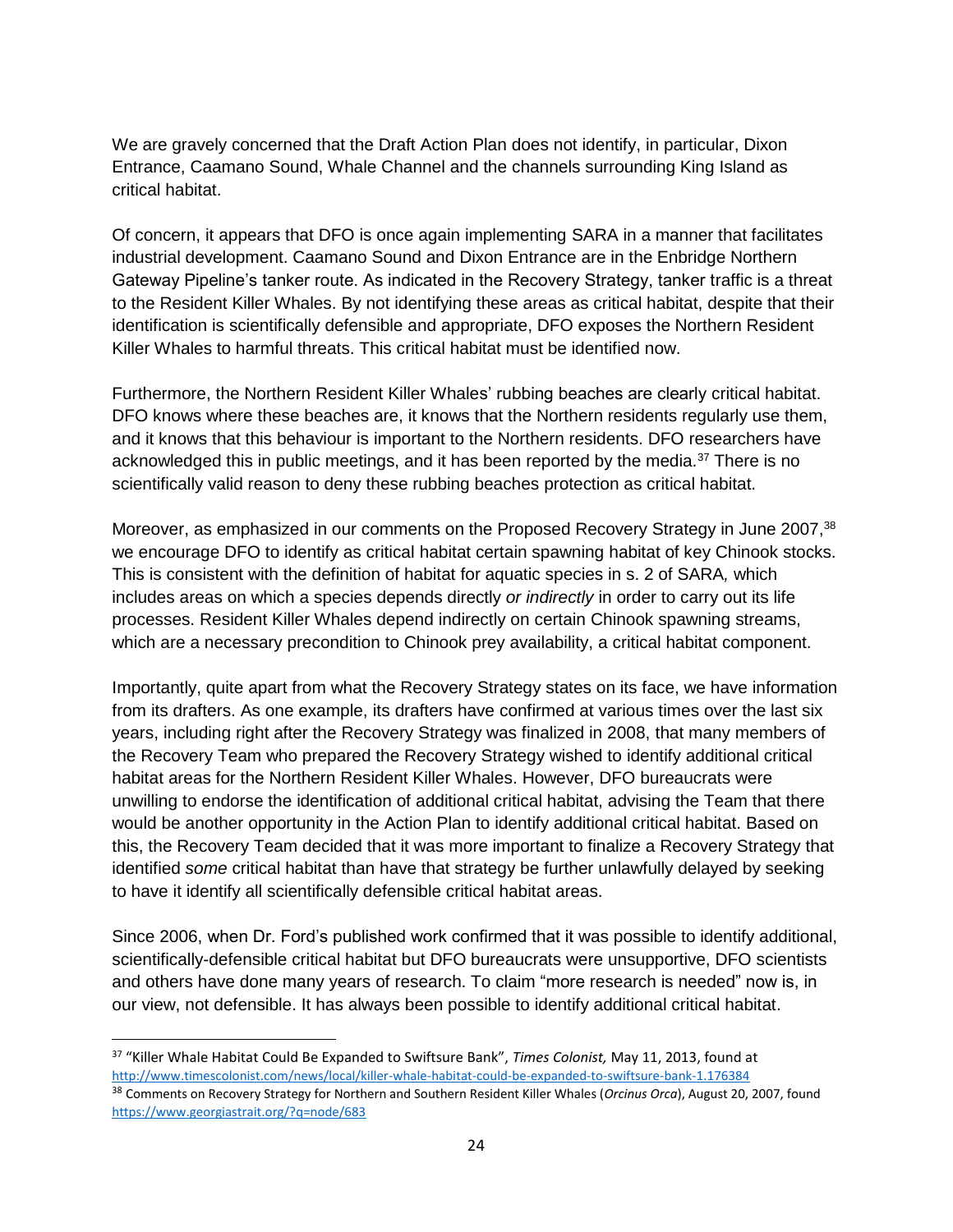We are gravely concerned that the Draft Action Plan does not identify, in particular, Dixon Entrance, Caamano Sound, Whale Channel and the channels surrounding King Island as critical habitat.

Of concern, it appears that DFO is once again implementing SARA in a manner that facilitates industrial development. Caamano Sound and Dixon Entrance are in the Enbridge Northern Gateway Pipeline's tanker route. As indicated in the Recovery Strategy, tanker traffic is a threat to the Resident Killer Whales. By not identifying these areas as critical habitat, despite that their identification is scientifically defensible and appropriate, DFO exposes the Northern Resident Killer Whales to harmful threats. This critical habitat must be identified now.

Furthermore, the Northern Resident Killer Whales' rubbing beaches are clearly critical habitat. DFO knows where these beaches are, it knows that the Northern residents regularly use them, and it knows that this behaviour is important to the Northern residents. DFO researchers have acknowledged this in public meetings, and it has been reported by the media.[37] There is no scientifically valid reason to deny these rubbing beaches protection as critical habitat.

Moreover, as emphasized in our comments on the Proposed Recovery Strategy in June 2007,[38] we encourage DFO to identify as critical habitat certain spawning habitat of key Chinook stocks. This is consistent with the definition of habitat for aquatic species in s. 2 of SARA*,* which includes areas on which a species depends directly *or indirectly* in order to carry out its life processes. Resident Killer Whales depend indirectly on certain Chinook spawning streams, which are a necessary precondition to Chinook prey availability, a critical habitat component.

Importantly, quite apart from what the Recovery Strategy states on its face, we have information from its drafters. As one example, its drafters have confirmed at various times over the last six years, including right after the Recovery Strategy was finalized in 2008, that many members of the Recovery Team who prepared the Recovery Strategy wished to identify additional critical habitat areas for the Northern Resident Killer Whales. However, DFO bureaucrats were unwilling to endorse the identification of additional critical habitat, advising the Team that there would be another opportunity in the Action Plan to identify additional critical habitat. Based on this, the Recovery Team decided that it was more important to finalize a Recovery Strategy that identified *some* critical habitat than have that strategy be further unlawfully delayed by seeking to have it identify all scientifically defensible critical habitat areas.

Since 2006, when Dr. Ford's published work confirmed that it was possible to identify additional, scientifically-defensible critical habitat but DFO bureaucrats were unsupportive, DFO scientists and others have done many years of research. To claim "more research is needed" now is, in our view, not defensible. It has always been possible to identify additional critical habitat.

---

[37] "Killer Whale Habitat Could Be Expanded to Swiftsure Bank", *Times Colonist,* May 11, 2013, found at http://www.timescolonist.com/news/local/killer-whale-habitat-could-be-expanded-to-swiftsure-bank-1.176384

[38] Comments on Recovery Strategy for Northern and Southern Resident Killer Whales (*Orcinus Orca*), August 20, 2007, found https://www.georgiastrait.org/?q=node/683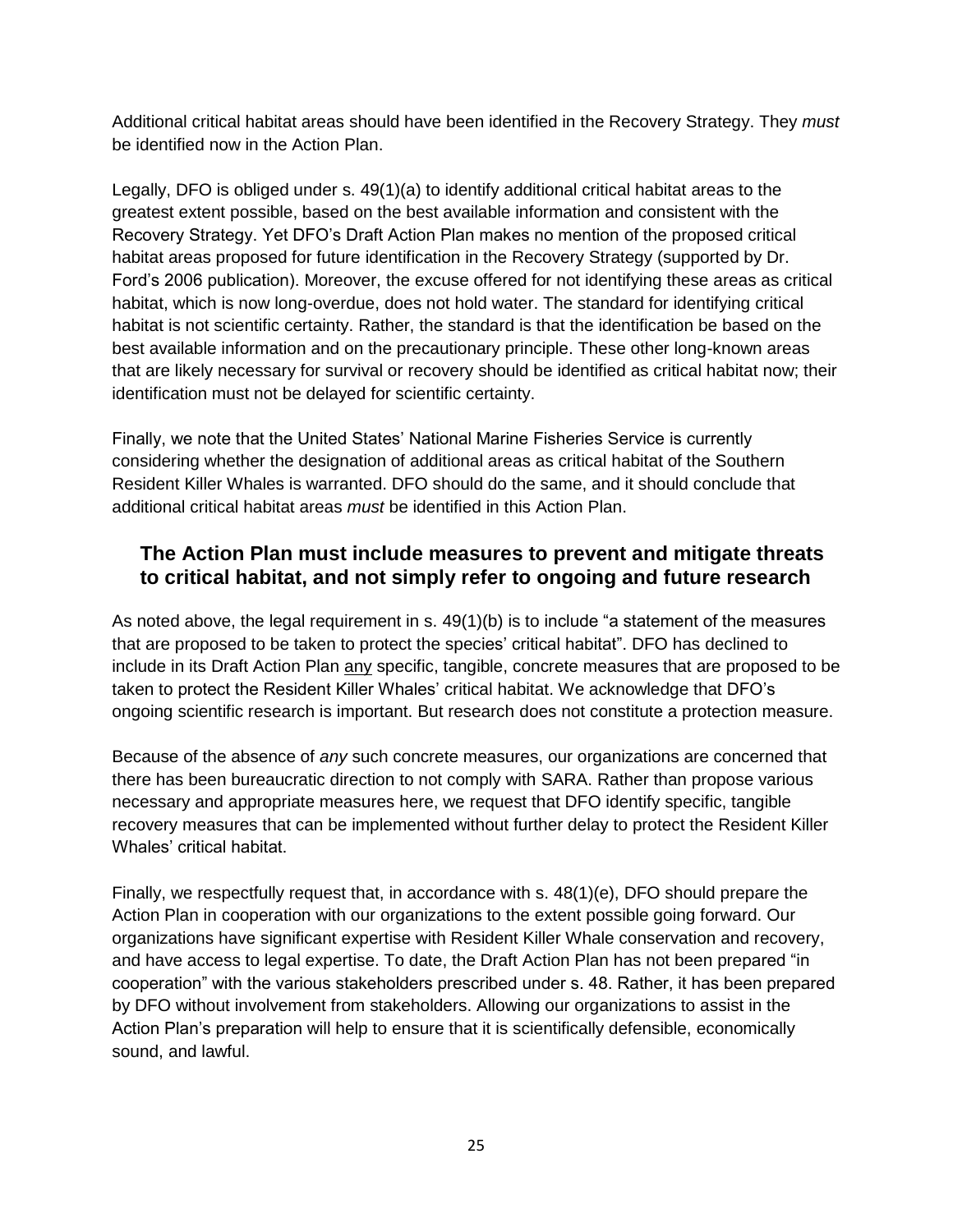Additional critical habitat areas should have been identified in the Recovery Strategy. They *must* be identified now in the Action Plan.

Legally, DFO is obliged under s. 49(1)(a) to identify additional critical habitat areas to the greatest extent possible, based on the best available information and consistent with the Recovery Strategy. Yet DFO's Draft Action Plan makes no mention of the proposed critical habitat areas proposed for future identification in the Recovery Strategy (supported by Dr. Ford's 2006 publication). Moreover, the excuse offered for not identifying these areas as critical habitat, which is now long-overdue, does not hold water. The standard for identifying critical habitat is not scientific certainty. Rather, the standard is that the identification be based on the best available information and on the precautionary principle. These other long-known areas that are likely necessary for survival or recovery should be identified as critical habitat now; their identification must not be delayed for scientific certainty.

Finally, we note that the United States' National Marine Fisheries Service is currently considering whether the designation of additional areas as critical habitat of the Southern Resident Killer Whales is warranted. DFO should do the same, and it should conclude that additional critical habitat areas *must* be identified in this Action Plan.

## The Action Plan must include measures to prevent and mitigate threats to critical habitat, and not simply refer to ongoing and future research

As noted above, the legal requirement in s. 49(1)(b) is to include "a statement of the measures that are proposed to be taken to protect the species' critical habitat". DFO has declined to include in its Draft Action Plan <u>any</u> specific, tangible, concrete measures that are proposed to be taken to protect the Resident Killer Whales' critical habitat. We acknowledge that DFO's ongoing scientific research is important. But research does not constitute a protection measure.

Because of the absence of *any* such concrete measures, our organizations are concerned that there has been bureaucratic direction to not comply with SARA. Rather than propose various necessary and appropriate measures here, we request that DFO identify specific, tangible recovery measures that can be implemented without further delay to protect the Resident Killer Whales' critical habitat.

Finally, we respectfully request that, in accordance with s. 48(1)(e), DFO should prepare the Action Plan in cooperation with our organizations to the extent possible going forward. Our organizations have significant expertise with Resident Killer Whale conservation and recovery, and have access to legal expertise. To date, the Draft Action Plan has not been prepared "in cooperation" with the various stakeholders prescribed under s. 48. Rather, it has been prepared by DFO without involvement from stakeholders. Allowing our organizations to assist in the Action Plan's preparation will help to ensure that it is scientifically defensible, economically sound, and lawful.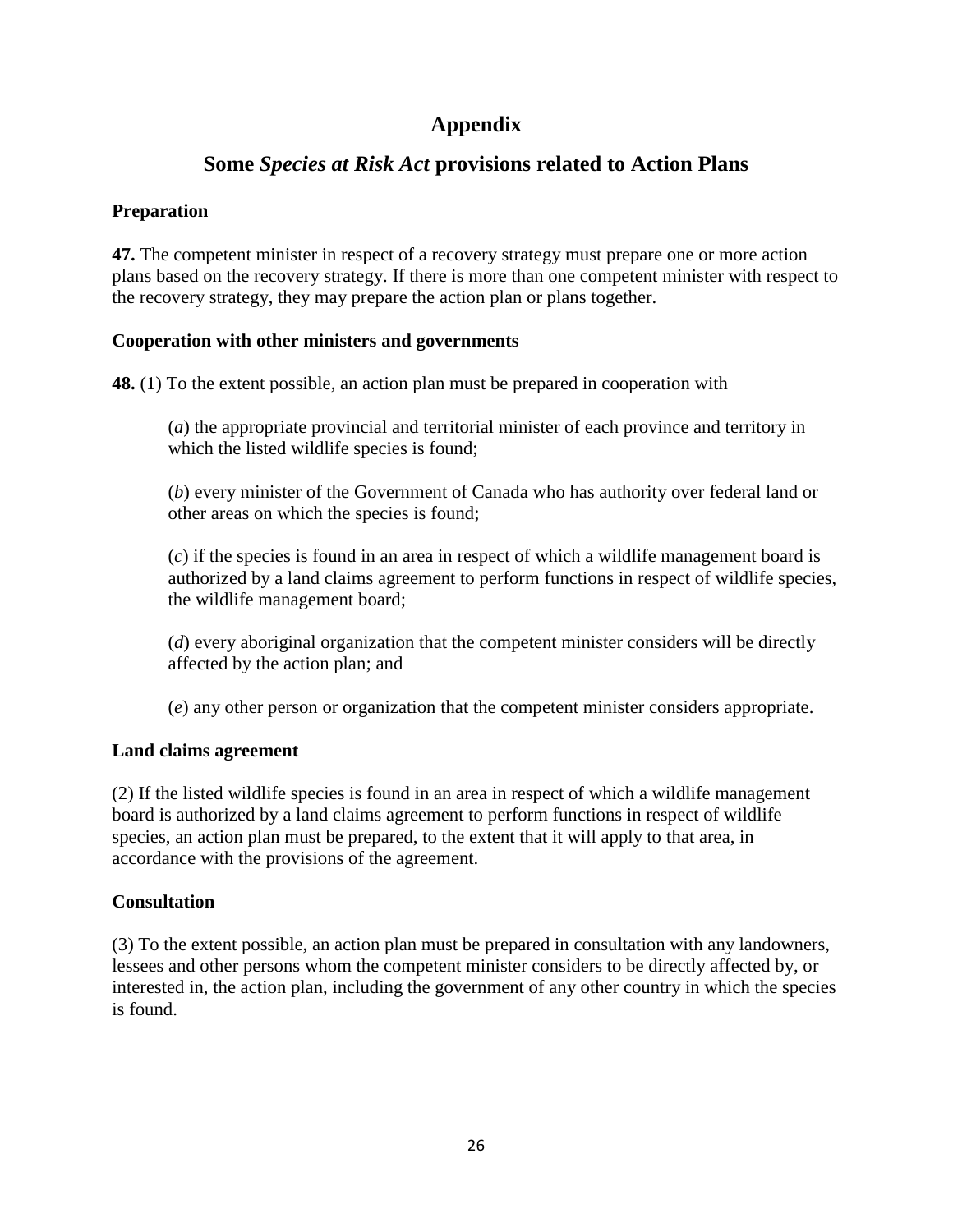# Appendix

## Some *Species at Risk Act* provisions related to Action Plans

### Preparation

**47.** The competent minister in respect of a recovery strategy must prepare one or more action plans based on the recovery strategy. If there is more than one competent minister with respect to the recovery strategy, they may prepare the action plan or plans together.

### Cooperation with other ministers and governments

**48.** (1) To the extent possible, an action plan must be prepared in cooperation with

(*a*) the appropriate provincial and territorial minister of each province and territory in which the listed wildlife species is found;

(*b*) every minister of the Government of Canada who has authority over federal land or other areas on which the species is found;

(*c*) if the species is found in an area in respect of which a wildlife management board is authorized by a land claims agreement to perform functions in respect of wildlife species, the wildlife management board;

(*d*) every aboriginal organization that the competent minister considers will be directly affected by the action plan; and

(*e*) any other person or organization that the competent minister considers appropriate.

### Land claims agreement

(2) If the listed wildlife species is found in an area in respect of which a wildlife management board is authorized by a land claims agreement to perform functions in respect of wildlife species, an action plan must be prepared, to the extent that it will apply to that area, in accordance with the provisions of the agreement.

### Consultation

(3) To the extent possible, an action plan must be prepared in consultation with any landowners, lessees and other persons whom the competent minister considers to be directly affected by, or interested in, the action plan, including the government of any other country in which the species is found.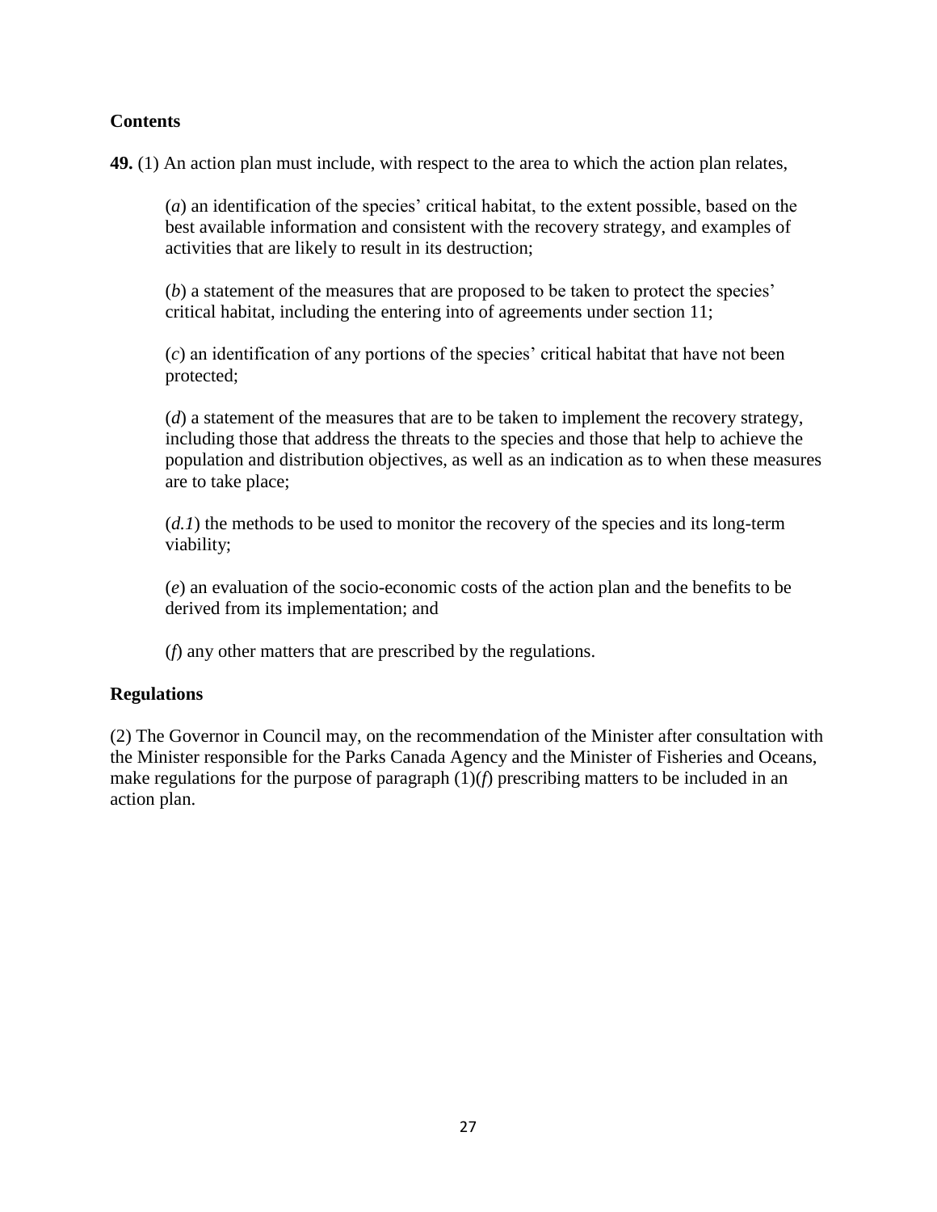**Contents**

**49.** (1) An action plan must include, with respect to the area to which the action plan relates,

(*a*) an identification of the species' critical habitat, to the extent possible, based on the best available information and consistent with the recovery strategy, and examples of activities that are likely to result in its destruction;

(*b*) a statement of the measures that are proposed to be taken to protect the species' critical habitat, including the entering into of agreements under section 11;

(*c*) an identification of any portions of the species' critical habitat that have not been protected;

(*d*) a statement of the measures that are to be taken to implement the recovery strategy, including those that address the threats to the species and those that help to achieve the population and distribution objectives, as well as an indication as to when these measures are to take place;

(*d.1*) the methods to be used to monitor the recovery of the species and its long-term viability;

(*e*) an evaluation of the socio-economic costs of the action plan and the benefits to be derived from its implementation; and

(*f*) any other matters that are prescribed by the regulations.

**Regulations**

(2) The Governor in Council may, on the recommendation of the Minister after consultation with the Minister responsible for the Parks Canada Agency and the Minister of Fisheries and Oceans, make regulations for the purpose of paragraph (1)(*f*) prescribing matters to be included in an action plan.